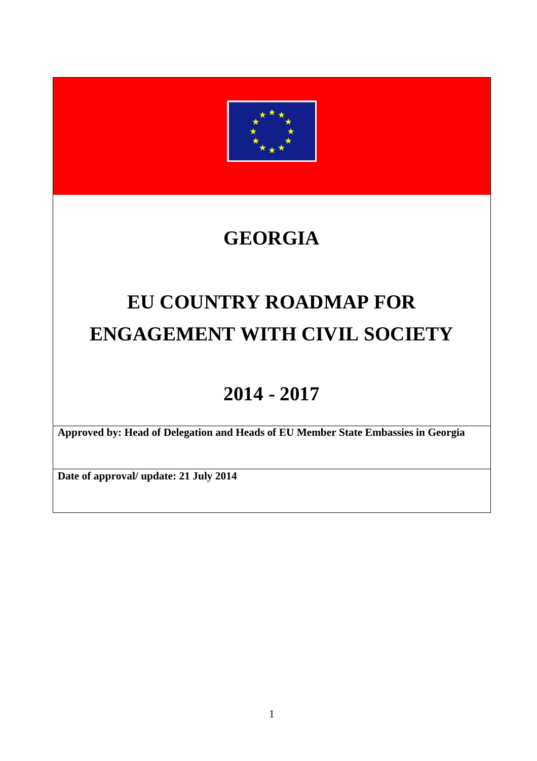# GEORGIA

# EU COUNTRY ROADMAP FOR ENGAGEMENT WITH CIVIL SOCIETY

# 2014 - 2017

**Approved by: Head of Delegation and Heads of EU Member State Embassies in Georgia**

**Date of approval/ update: 21 July 2014**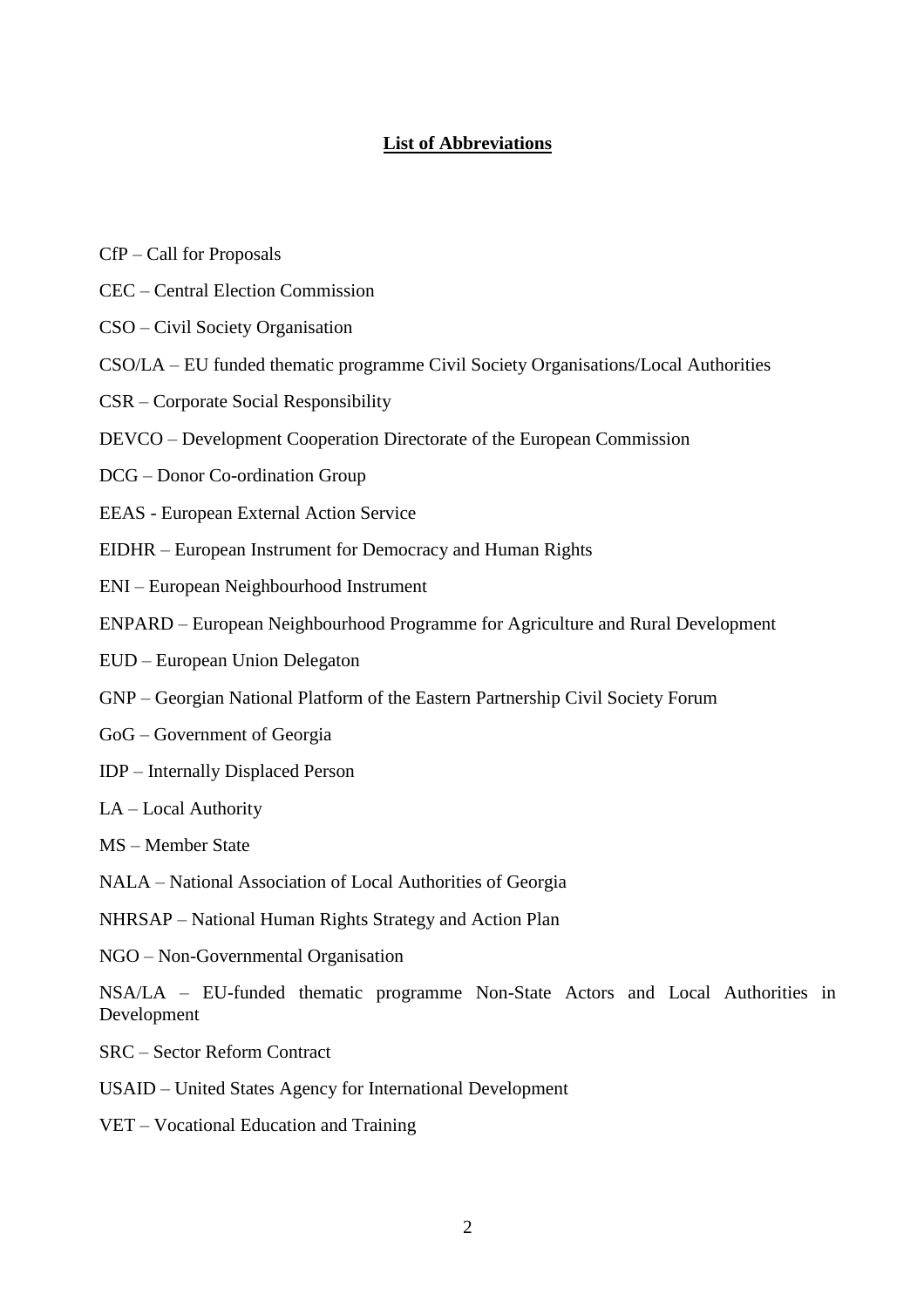## List of Abbreviations

CfP – Call for Proposals

CEC – Central Election Commission

CSO – Civil Society Organisation

CSO/LA – EU funded thematic programme Civil Society Organisations/Local Authorities

CSR – Corporate Social Responsibility

DEVCO – Development Cooperation Directorate of the European Commission

DCG – Donor Co-ordination Group

EEAS - European External Action Service

EIDHR – European Instrument for Democracy and Human Rights

ENI – European Neighbourhood Instrument

ENPARD – European Neighbourhood Programme for Agriculture and Rural Development

EUD – European Union Delegaton

GNP – Georgian National Platform of the Eastern Partnership Civil Society Forum

GoG – Government of Georgia

IDP – Internally Displaced Person

LA – Local Authority

MS – Member State

NALA – National Association of Local Authorities of Georgia

NHRSAP – National Human Rights Strategy and Action Plan

NGO – Non-Governmental Organisation

NSA/LA – EU-funded thematic programme Non-State Actors and Local Authorities in Development

SRC – Sector Reform Contract

USAID – United States Agency for International Development

VET – Vocational Education and Training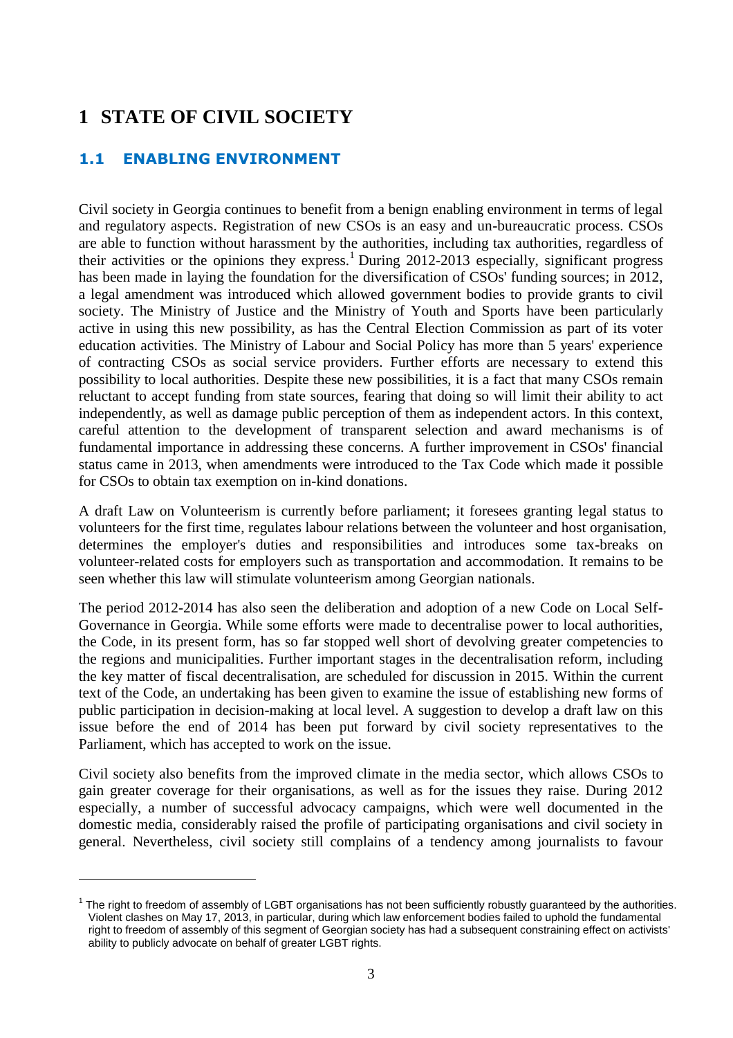# 1 STATE OF CIVIL SOCIETY

## 1.1 ENABLING ENVIRONMENT

Civil society in Georgia continues to benefit from a benign enabling environment in terms of legal and regulatory aspects. Registration of new CSOs is an easy and un-bureaucratic process. CSOs are able to function without harassment by the authorities, including tax authorities, regardless of their activities or the opinions they express.[1] During 2012-2013 especially, significant progress has been made in laying the foundation for the diversification of CSOs' funding sources; in 2012, a legal amendment was introduced which allowed government bodies to provide grants to civil society. The Ministry of Justice and the Ministry of Youth and Sports have been particularly active in using this new possibility, as has the Central Election Commission as part of its voter education activities. The Ministry of Labour and Social Policy has more than 5 years' experience of contracting CSOs as social service providers. Further efforts are necessary to extend this possibility to local authorities. Despite these new possibilities, it is a fact that many CSOs remain reluctant to accept funding from state sources, fearing that doing so will limit their ability to act independently, as well as damage public perception of them as independent actors. In this context, careful attention to the development of transparent selection and award mechanisms is of fundamental importance in addressing these concerns. A further improvement in CSOs' financial status came in 2013, when amendments were introduced to the Tax Code which made it possible for CSOs to obtain tax exemption on in-kind donations.

A draft Law on Volunteerism is currently before parliament; it foresees granting legal status to volunteers for the first time, regulates labour relations between the volunteer and host organisation, determines the employer's duties and responsibilities and introduces some tax-breaks on volunteer-related costs for employers such as transportation and accommodation. It remains to be seen whether this law will stimulate volunteerism among Georgian nationals.

The period 2012-2014 has also seen the deliberation and adoption of a new Code on Local Self-Governance in Georgia. While some efforts were made to decentralise power to local authorities, the Code, in its present form, has so far stopped well short of devolving greater competencies to the regions and municipalities. Further important stages in the decentralisation reform, including the key matter of fiscal decentralisation, are scheduled for discussion in 2015. Within the current text of the Code, an undertaking has been given to examine the issue of establishing new forms of public participation in decision-making at local level. A suggestion to develop a draft law on this issue before the end of 2014 has been put forward by civil society representatives to the Parliament, which has accepted to work on the issue.

Civil society also benefits from the improved climate in the media sector, which allows CSOs to gain greater coverage for their organisations, as well as for the issues they raise. During 2012 especially, a number of successful advocacy campaigns, which were well documented in the domestic media, considerably raised the profile of participating organisations and civil society in general. Nevertheless, civil society still complains of a tendency among journalists to favour

---

[1] The right to freedom of assembly of LGBT organisations has not been sufficiently robustly guaranteed by the authorities. Violent clashes on May 17, 2013, in particular, during which law enforcement bodies failed to uphold the fundamental right to freedom of assembly of this segment of Georgian society has had a subsequent constraining effect on activists' ability to publicly advocate on behalf of greater LGBT rights.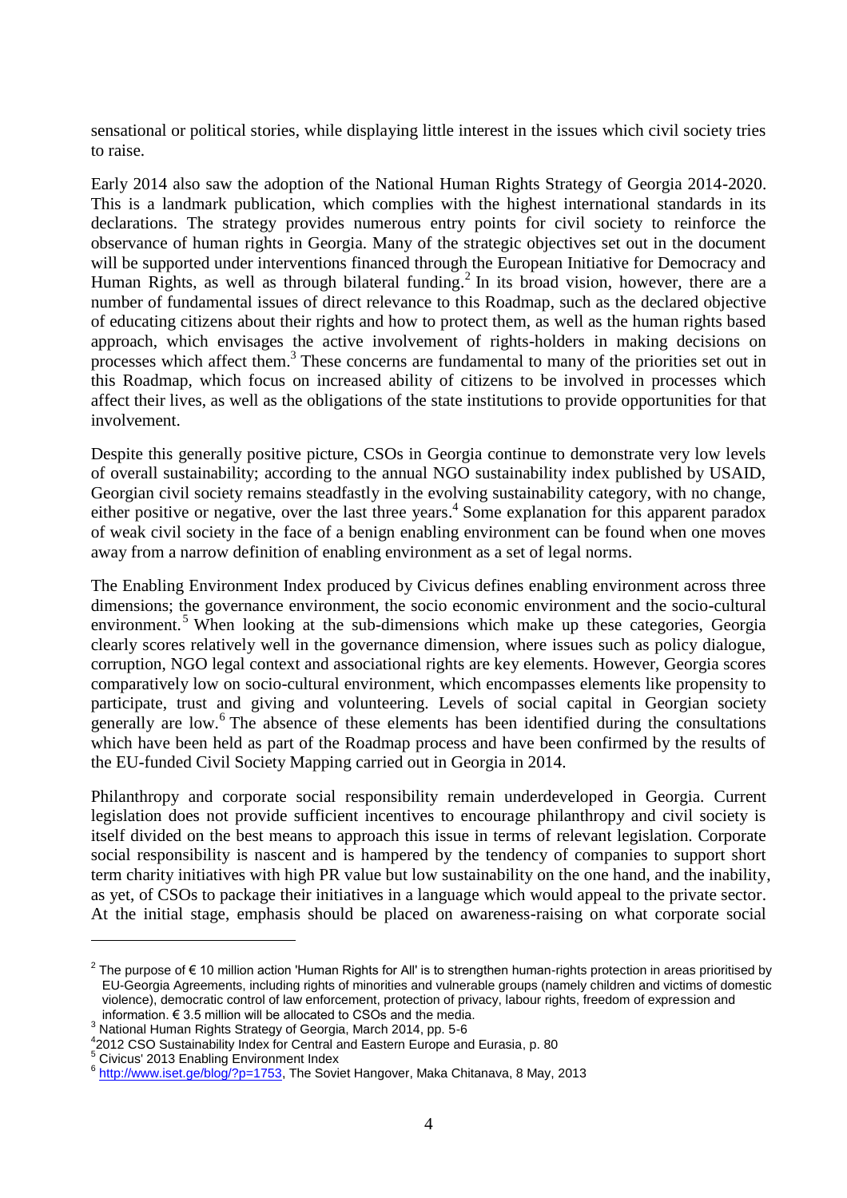sensational or political stories, while displaying little interest in the issues which civil society tries to raise.

Early 2014 also saw the adoption of the National Human Rights Strategy of Georgia 2014-2020. This is a landmark publication, which complies with the highest international standards in its declarations. The strategy provides numerous entry points for civil society to reinforce the observance of human rights in Georgia. Many of the strategic objectives set out in the document will be supported under interventions financed through the European Initiative for Democracy and Human Rights, as well as through bilateral funding.[2] In its broad vision, however, there are a number of fundamental issues of direct relevance to this Roadmap, such as the declared objective of educating citizens about their rights and how to protect them, as well as the human rights based approach, which envisages the active involvement of rights-holders in making decisions on processes which affect them.[3] These concerns are fundamental to many of the priorities set out in this Roadmap, which focus on increased ability of citizens to be involved in processes which affect their lives, as well as the obligations of the state institutions to provide opportunities for that involvement.

Despite this generally positive picture, CSOs in Georgia continue to demonstrate very low levels of overall sustainability; according to the annual NGO sustainability index published by USAID, Georgian civil society remains steadfastly in the evolving sustainability category, with no change, either positive or negative, over the last three years.[4] Some explanation for this apparent paradox of weak civil society in the face of a benign enabling environment can be found when one moves away from a narrow definition of enabling environment as a set of legal norms.

The Enabling Environment Index produced by Civicus defines enabling environment across three dimensions; the governance environment, the socio economic environment and the socio-cultural environment.[5] When looking at the sub-dimensions which make up these categories, Georgia clearly scores relatively well in the governance dimension, where issues such as policy dialogue, corruption, NGO legal context and associational rights are key elements. However, Georgia scores comparatively low on socio-cultural environment, which encompasses elements like propensity to participate, trust and giving and volunteering. Levels of social capital in Georgian society generally are low.[6] The absence of these elements has been identified during the consultations which have been held as part of the Roadmap process and have been confirmed by the results of the EU-funded Civil Society Mapping carried out in Georgia in 2014.

Philanthropy and corporate social responsibility remain underdeveloped in Georgia. Current legislation does not provide sufficient incentives to encourage philanthropy and civil society is itself divided on the best means to approach this issue in terms of relevant legislation. Corporate social responsibility is nascent and is hampered by the tendency of companies to support short term charity initiatives with high PR value but low sustainability on the one hand, and the inability, as yet, of CSOs to package their initiatives in a language which would appeal to the private sector. At the initial stage, emphasis should be placed on awareness-raising on what corporate social

---

[2] The purpose of € 10 million action 'Human Rights for All' is to strengthen human-rights protection in areas prioritised by EU-Georgia Agreements, including rights of minorities and vulnerable groups (namely children and victims of domestic violence), democratic control of law enforcement, protection of privacy, labour rights, freedom of expression and information. € 3.5 million will be allocated to CSOs and the media.

[3] National Human Rights Strategy of Georgia, March 2014, pp. 5-6

[4] 2012 CSO Sustainability Index for Central and Eastern Europe and Eurasia, p. 80

[5] Civicus' 2013 Enabling Environment Index

[6] http://www.iset.ge/blog/?p=1753, The Soviet Hangover, Maka Chitanava, 8 May, 2013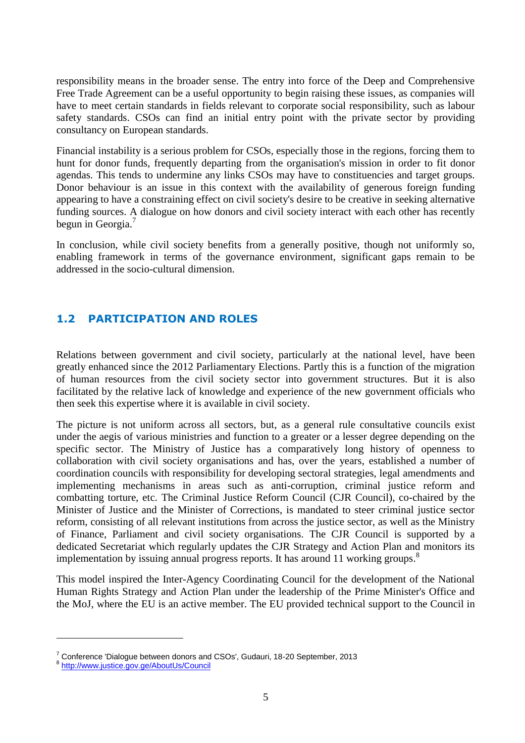responsibility means in the broader sense. The entry into force of the Deep and Comprehensive Free Trade Agreement can be a useful opportunity to begin raising these issues, as companies will have to meet certain standards in fields relevant to corporate social responsibility, such as labour safety standards. CSOs can find an initial entry point with the private sector by providing consultancy on European standards.

Financial instability is a serious problem for CSOs, especially those in the regions, forcing them to hunt for donor funds, frequently departing from the organisation's mission in order to fit donor agendas. This tends to undermine any links CSOs may have to constituencies and target groups. Donor behaviour is an issue in this context with the availability of generous foreign funding appearing to have a constraining effect on civil society's desire to be creative in seeking alternative funding sources. A dialogue on how donors and civil society interact with each other has recently begun in Georgia.[7]

In conclusion, while civil society benefits from a generally positive, though not uniformly so, enabling framework in terms of the governance environment, significant gaps remain to be addressed in the socio-cultural dimension.

## 1.2 PARTICIPATION AND ROLES

Relations between government and civil society, particularly at the national level, have been greatly enhanced since the 2012 Parliamentary Elections. Partly this is a function of the migration of human resources from the civil society sector into government structures. But it is also facilitated by the relative lack of knowledge and experience of the new government officials who then seek this expertise where it is available in civil society.

The picture is not uniform across all sectors, but, as a general rule consultative councils exist under the aegis of various ministries and function to a greater or a lesser degree depending on the specific sector. The Ministry of Justice has a comparatively long history of openness to collaboration with civil society organisations and has, over the years, established a number of coordination councils with responsibility for developing sectoral strategies, legal amendments and implementing mechanisms in areas such as anti-corruption, criminal justice reform and combatting torture, etc. The Criminal Justice Reform Council (CJR Council), co-chaired by the Minister of Justice and the Minister of Corrections, is mandated to steer criminal justice sector reform, consisting of all relevant institutions from across the justice sector, as well as the Ministry of Finance, Parliament and civil society organisations. The CJR Council is supported by a dedicated Secretariat which regularly updates the CJR Strategy and Action Plan and monitors its implementation by issuing annual progress reports. It has around 11 working groups.[8]

This model inspired the Inter-Agency Coordinating Council for the development of the National Human Rights Strategy and Action Plan under the leadership of the Prime Minister's Office and the MoJ, where the EU is an active member. The EU provided technical support to the Council in

---

[7] Conference 'Dialogue between donors and CSOs', Gudauri, 18-20 September, 2013

[8] http://www.justice.gov.ge/AboutUs/Council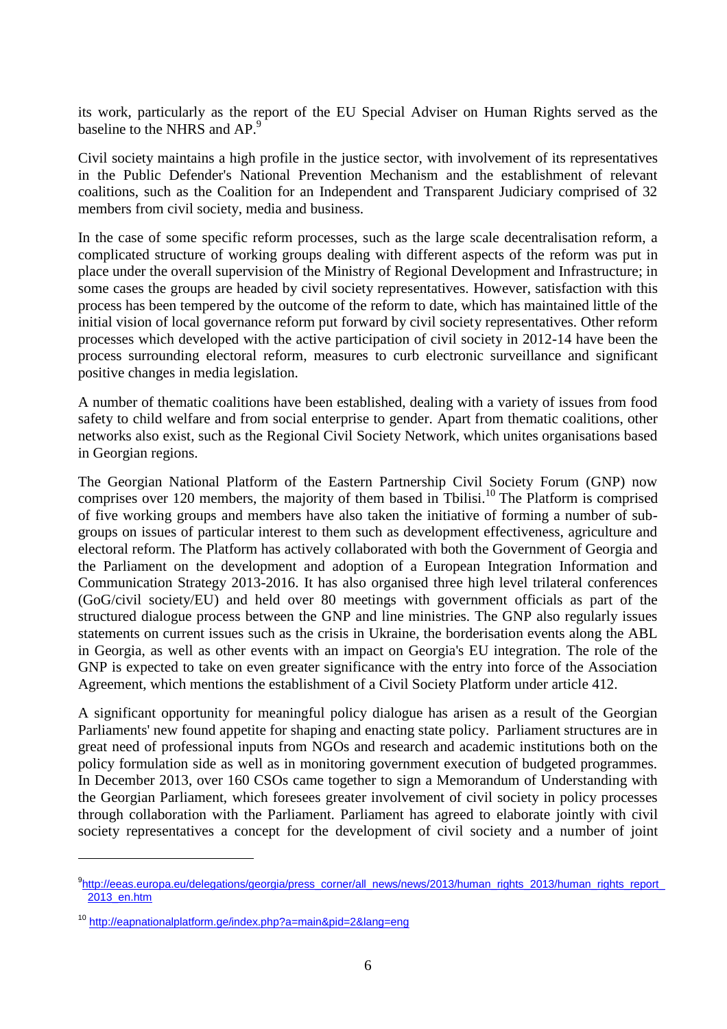its work, particularly as the report of the EU Special Adviser on Human Rights served as the baseline to the NHRS and AP.[9]

Civil society maintains a high profile in the justice sector, with involvement of its representatives in the Public Defender's National Prevention Mechanism and the establishment of relevant coalitions, such as the Coalition for an Independent and Transparent Judiciary comprised of 32 members from civil society, media and business.

In the case of some specific reform processes, such as the large scale decentralisation reform, a complicated structure of working groups dealing with different aspects of the reform was put in place under the overall supervision of the Ministry of Regional Development and Infrastructure; in some cases the groups are headed by civil society representatives. However, satisfaction with this process has been tempered by the outcome of the reform to date, which has maintained little of the initial vision of local governance reform put forward by civil society representatives. Other reform processes which developed with the active participation of civil society in 2012-14 have been the process surrounding electoral reform, measures to curb electronic surveillance and significant positive changes in media legislation.

A number of thematic coalitions have been established, dealing with a variety of issues from food safety to child welfare and from social enterprise to gender. Apart from thematic coalitions, other networks also exist, such as the Regional Civil Society Network, which unites organisations based in Georgian regions.

The Georgian National Platform of the Eastern Partnership Civil Society Forum (GNP) now comprises over 120 members, the majority of them based in Tbilisi.[10] The Platform is comprised of five working groups and members have also taken the initiative of forming a number of sub-groups on issues of particular interest to them such as development effectiveness, agriculture and electoral reform. The Platform has actively collaborated with both the Government of Georgia and the Parliament on the development and adoption of a European Integration Information and Communication Strategy 2013-2016. It has also organised three high level trilateral conferences (GoG/civil society/EU) and held over 80 meetings with government officials as part of the structured dialogue process between the GNP and line ministries. The GNP also regularly issues statements on current issues such as the crisis in Ukraine, the borderisation events along the ABL in Georgia, as well as other events with an impact on Georgia's EU integration. The role of the GNP is expected to take on even greater significance with the entry into force of the Association Agreement, which mentions the establishment of a Civil Society Platform under article 412.

A significant opportunity for meaningful policy dialogue has arisen as a result of the Georgian Parliaments' new found appetite for shaping and enacting state policy. Parliament structures are in great need of professional inputs from NGOs and research and academic institutions both on the policy formulation side as well as in monitoring government execution of budgeted programmes. In December 2013, over 160 CSOs came together to sign a Memorandum of Understanding with the Georgian Parliament, which foresees greater involvement of civil society in policy processes through collaboration with the Parliament. Parliament has agreed to elaborate jointly with civil society representatives a concept for the development of civil society and a number of joint

---

[9] http://eeas.europa.eu/delegations/georgia/press_corner/all_news/news/2013/human_rights_2013/human_rights_report_2013_en.htm

[10] http://eapnationalplatform.ge/index.php?a=main&pid=2&lang=eng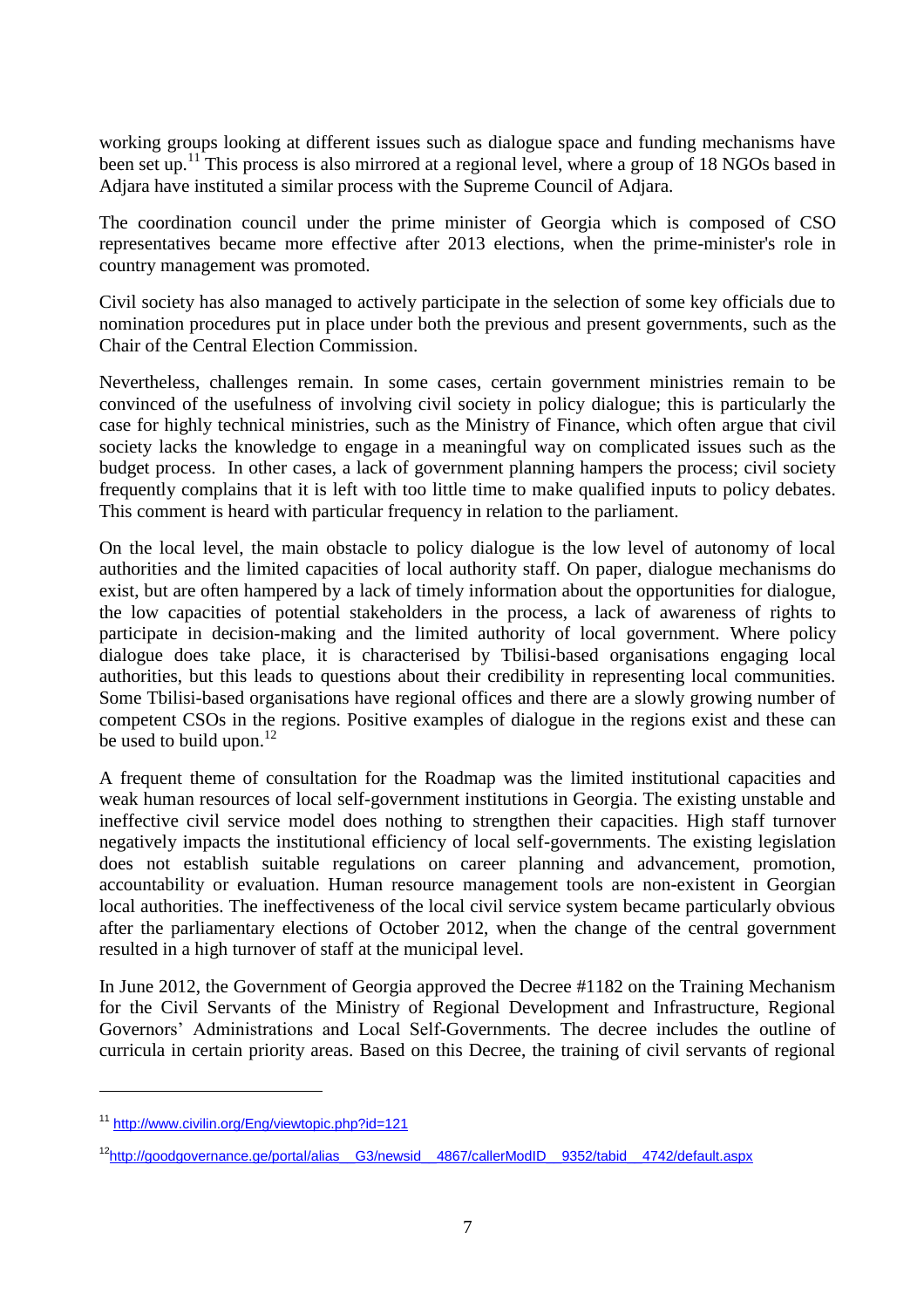working groups looking at different issues such as dialogue space and funding mechanisms have been set up.[11] This process is also mirrored at a regional level, where a group of 18 NGOs based in Adjara have instituted a similar process with the Supreme Council of Adjara.

The coordination council under the prime minister of Georgia which is composed of CSO representatives became more effective after 2013 elections, when the prime-minister's role in country management was promoted.

Civil society has also managed to actively participate in the selection of some key officials due to nomination procedures put in place under both the previous and present governments, such as the Chair of the Central Election Commission.

Nevertheless, challenges remain. In some cases, certain government ministries remain to be convinced of the usefulness of involving civil society in policy dialogue; this is particularly the case for highly technical ministries, such as the Ministry of Finance, which often argue that civil society lacks the knowledge to engage in a meaningful way on complicated issues such as the budget process. In other cases, a lack of government planning hampers the process; civil society frequently complains that it is left with too little time to make qualified inputs to policy debates. This comment is heard with particular frequency in relation to the parliament.

On the local level, the main obstacle to policy dialogue is the low level of autonomy of local authorities and the limited capacities of local authority staff. On paper, dialogue mechanisms do exist, but are often hampered by a lack of timely information about the opportunities for dialogue, the low capacities of potential stakeholders in the process, a lack of awareness of rights to participate in decision-making and the limited authority of local government. Where policy dialogue does take place, it is characterised by Tbilisi-based organisations engaging local authorities, but this leads to questions about their credibility in representing local communities. Some Tbilisi-based organisations have regional offices and there are a slowly growing number of competent CSOs in the regions. Positive examples of dialogue in the regions exist and these can be used to build upon.[12]

A frequent theme of consultation for the Roadmap was the limited institutional capacities and weak human resources of local self-government institutions in Georgia. The existing unstable and ineffective civil service model does nothing to strengthen their capacities. High staff turnover negatively impacts the institutional efficiency of local self-governments. The existing legislation does not establish suitable regulations on career planning and advancement, promotion, accountability or evaluation. Human resource management tools are non-existent in Georgian local authorities. The ineffectiveness of the local civil service system became particularly obvious after the parliamentary elections of October 2012, when the change of the central government resulted in a high turnover of staff at the municipal level.

In June 2012, the Government of Georgia approved the Decree #1182 on the Training Mechanism for the Civil Servants of the Ministry of Regional Development and Infrastructure, Regional Governors' Administrations and Local Self-Governments. The decree includes the outline of curricula in certain priority areas. Based on this Decree, the training of civil servants of regional

---

[11] http://www.civilin.org/Eng/viewtopic.php?id=121

[12] http://goodgovernance.ge/portal/alias__G3/newsid__4867/callerModID__9352/tabid__4742/default.aspx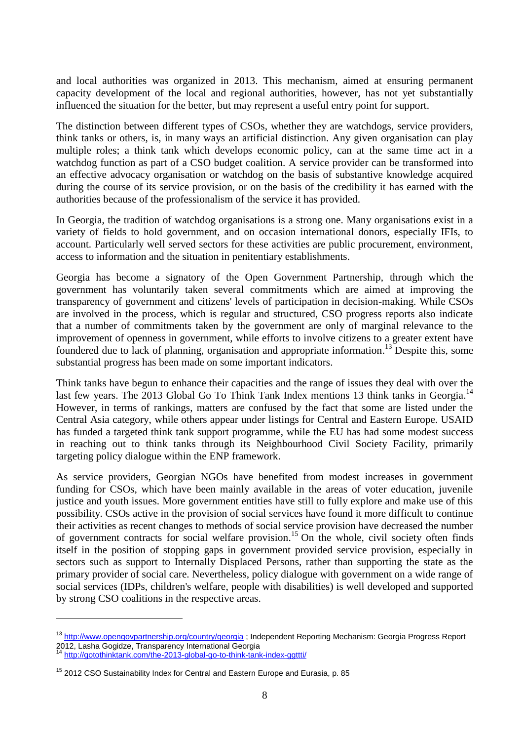and local authorities was organized in 2013. This mechanism, aimed at ensuring permanent capacity development of the local and regional authorities, however, has not yet substantially influenced the situation for the better, but may represent a useful entry point for support.

The distinction between different types of CSOs, whether they are watchdogs, service providers, think tanks or others, is, in many ways an artificial distinction. Any given organisation can play multiple roles; a think tank which develops economic policy, can at the same time act in a watchdog function as part of a CSO budget coalition. A service provider can be transformed into an effective advocacy organisation or watchdog on the basis of substantive knowledge acquired during the course of its service provision, or on the basis of the credibility it has earned with the authorities because of the professionalism of the service it has provided.

In Georgia, the tradition of watchdog organisations is a strong one. Many organisations exist in a variety of fields to hold government, and on occasion international donors, especially IFIs, to account. Particularly well served sectors for these activities are public procurement, environment, access to information and the situation in penitentiary establishments.

Georgia has become a signatory of the Open Government Partnership, through which the government has voluntarily taken several commitments which are aimed at improving the transparency of government and citizens' levels of participation in decision-making. While CSOs are involved in the process, which is regular and structured, CSO progress reports also indicate that a number of commitments taken by the government are only of marginal relevance to the improvement of openness in government, while efforts to involve citizens to a greater extent have foundered due to lack of planning, organisation and appropriate information.[13] Despite this, some substantial progress has been made on some important indicators.

Think tanks have begun to enhance their capacities and the range of issues they deal with over the last few years. The 2013 Global Go To Think Tank Index mentions 13 think tanks in Georgia.[14] However, in terms of rankings, matters are confused by the fact that some are listed under the Central Asia category, while others appear under listings for Central and Eastern Europe. USAID has funded a targeted think tank support programme, while the EU has had some modest success in reaching out to think tanks through its Neighbourhood Civil Society Facility, primarily targeting policy dialogue within the ENP framework.

As service providers, Georgian NGOs have benefited from modest increases in government funding for CSOs, which have been mainly available in the areas of voter education, juvenile justice and youth issues. More government entities have still to fully explore and make use of this possibility. CSOs active in the provision of social services have found it more difficult to continue their activities as recent changes to methods of social service provision have decreased the number of government contracts for social welfare provision.[15] On the whole, civil society often finds itself in the position of stopping gaps in government provided service provision, especially in sectors such as support to Internally Displaced Persons, rather than supporting the state as the primary provider of social care. Nevertheless, policy dialogue with government on a wide range of social services (IDPs, children's welfare, people with disabilities) is well developed and supported by strong CSO coalitions in the respective areas.

---

[13] http://www.opengovpartnership.org/country/georgia ; Independent Reporting Mechanism: Georgia Progress Report 2012, Lasha Gogidze, Transparency International Georgia

[14] http://gotothinktank.com/the-2013-global-go-to-think-tank-index-ggttti/

[15] 2012 CSO Sustainability Index for Central and Eastern Europe and Eurasia, p. 85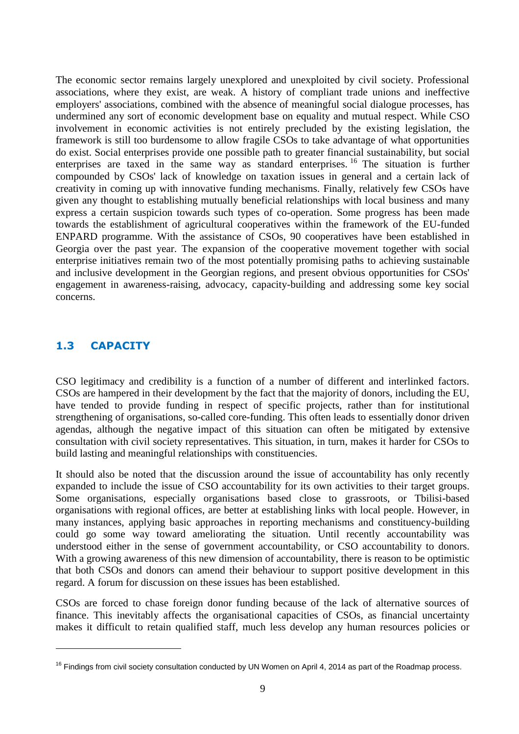The economic sector remains largely unexplored and unexploited by civil society. Professional associations, where they exist, are weak. A history of compliant trade unions and ineffective employers' associations, combined with the absence of meaningful social dialogue processes, has undermined any sort of economic development base on equality and mutual respect. While CSO involvement in economic activities is not entirely precluded by the existing legislation, the framework is still too burdensome to allow fragile CSOs to take advantage of what opportunities do exist. Social enterprises provide one possible path to greater financial sustainability, but social enterprises are taxed in the same way as standard enterprises. [16] The situation is further compounded by CSOs' lack of knowledge on taxation issues in general and a certain lack of creativity in coming up with innovative funding mechanisms. Finally, relatively few CSOs have given any thought to establishing mutually beneficial relationships with local business and many express a certain suspicion towards such types of co-operation. Some progress has been made towards the establishment of agricultural cooperatives within the framework of the EU-funded ENPARD programme. With the assistance of CSOs, 90 cooperatives have been established in Georgia over the past year. The expansion of the cooperative movement together with social enterprise initiatives remain two of the most potentially promising paths to achieving sustainable and inclusive development in the Georgian regions, and present obvious opportunities for CSOs' engagement in awareness-raising, advocacy, capacity-building and addressing some key social concerns.

## 1.3 CAPACITY

CSO legitimacy and credibility is a function of a number of different and interlinked factors. CSOs are hampered in their development by the fact that the majority of donors, including the EU, have tended to provide funding in respect of specific projects, rather than for institutional strengthening of organisations, so-called core-funding. This often leads to essentially donor driven agendas, although the negative impact of this situation can often be mitigated by extensive consultation with civil society representatives. This situation, in turn, makes it harder for CSOs to build lasting and meaningful relationships with constituencies.

It should also be noted that the discussion around the issue of accountability has only recently expanded to include the issue of CSO accountability for its own activities to their target groups. Some organisations, especially organisations based close to grassroots, or Tbilisi-based organisations with regional offices, are better at establishing links with local people. However, in many instances, applying basic approaches in reporting mechanisms and constituency-building could go some way toward ameliorating the situation. Until recently accountability was understood either in the sense of government accountability, or CSO accountability to donors. With a growing awareness of this new dimension of accountability, there is reason to be optimistic that both CSOs and donors can amend their behaviour to support positive development in this regard. A forum for discussion on these issues has been established.

CSOs are forced to chase foreign donor funding because of the lack of alternative sources of finance. This inevitably affects the organisational capacities of CSOs, as financial uncertainty makes it difficult to retain qualified staff, much less develop any human resources policies or

---

[16] Findings from civil society consultation conducted by UN Women on April 4, 2014 as part of the Roadmap process.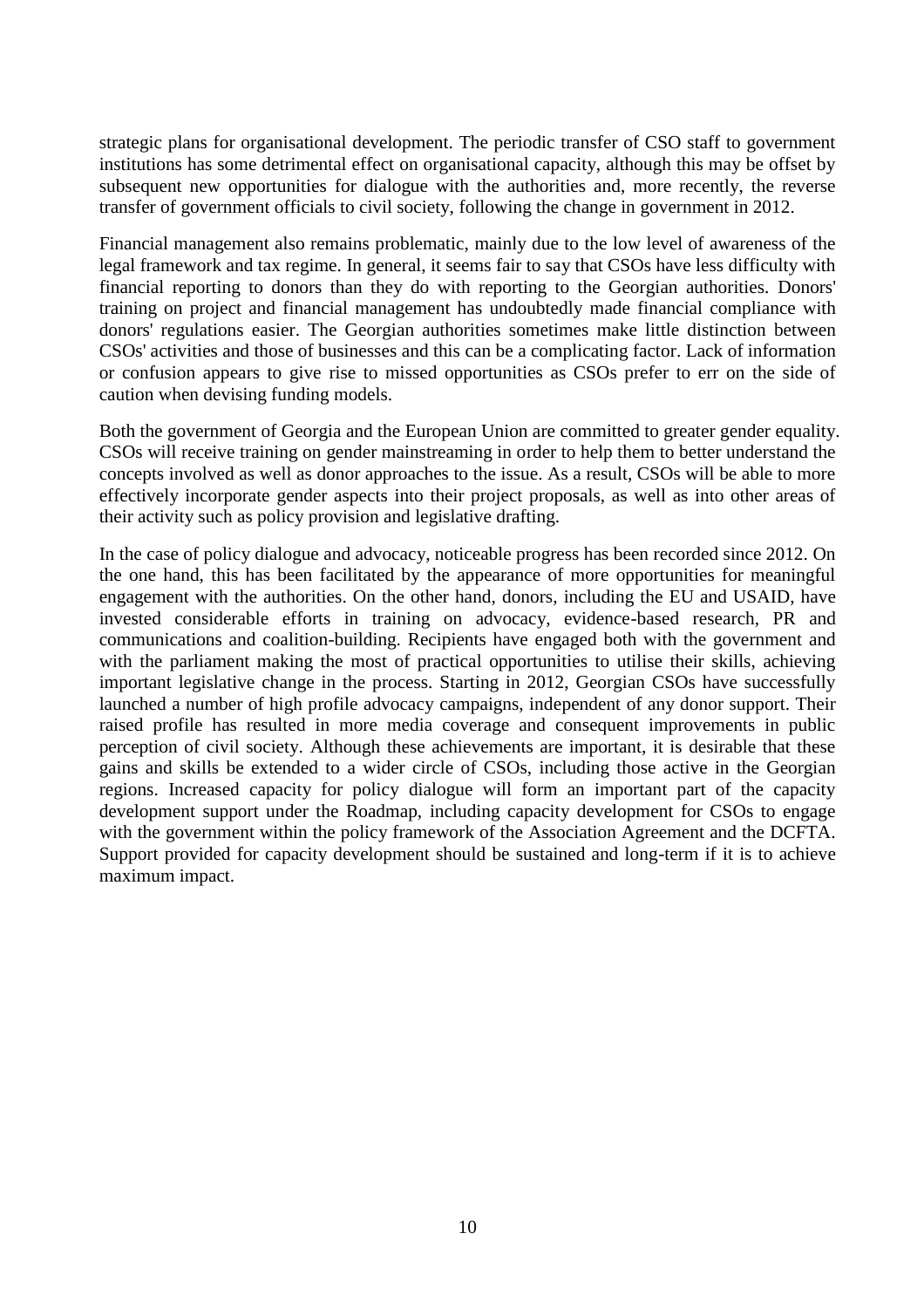strategic plans for organisational development. The periodic transfer of CSO staff to government institutions has some detrimental effect on organisational capacity, although this may be offset by subsequent new opportunities for dialogue with the authorities and, more recently, the reverse transfer of government officials to civil society, following the change in government in 2012.

Financial management also remains problematic, mainly due to the low level of awareness of the legal framework and tax regime. In general, it seems fair to say that CSOs have less difficulty with financial reporting to donors than they do with reporting to the Georgian authorities. Donors' training on project and financial management has undoubtedly made financial compliance with donors' regulations easier. The Georgian authorities sometimes make little distinction between CSOs' activities and those of businesses and this can be a complicating factor. Lack of information or confusion appears to give rise to missed opportunities as CSOs prefer to err on the side of caution when devising funding models.

Both the government of Georgia and the European Union are committed to greater gender equality. CSOs will receive training on gender mainstreaming in order to help them to better understand the concepts involved as well as donor approaches to the issue. As a result, CSOs will be able to more effectively incorporate gender aspects into their project proposals, as well as into other areas of their activity such as policy provision and legislative drafting.

In the case of policy dialogue and advocacy, noticeable progress has been recorded since 2012. On the one hand, this has been facilitated by the appearance of more opportunities for meaningful engagement with the authorities. On the other hand, donors, including the EU and USAID, have invested considerable efforts in training on advocacy, evidence-based research, PR and communications and coalition-building. Recipients have engaged both with the government and with the parliament making the most of practical opportunities to utilise their skills, achieving important legislative change in the process. Starting in 2012, Georgian CSOs have successfully launched a number of high profile advocacy campaigns, independent of any donor support. Their raised profile has resulted in more media coverage and consequent improvements in public perception of civil society. Although these achievements are important, it is desirable that these gains and skills be extended to a wider circle of CSOs, including those active in the Georgian regions. Increased capacity for policy dialogue will form an important part of the capacity development support under the Roadmap, including capacity development for CSOs to engage with the government within the policy framework of the Association Agreement and the DCFTA. Support provided for capacity development should be sustained and long-term if it is to achieve maximum impact.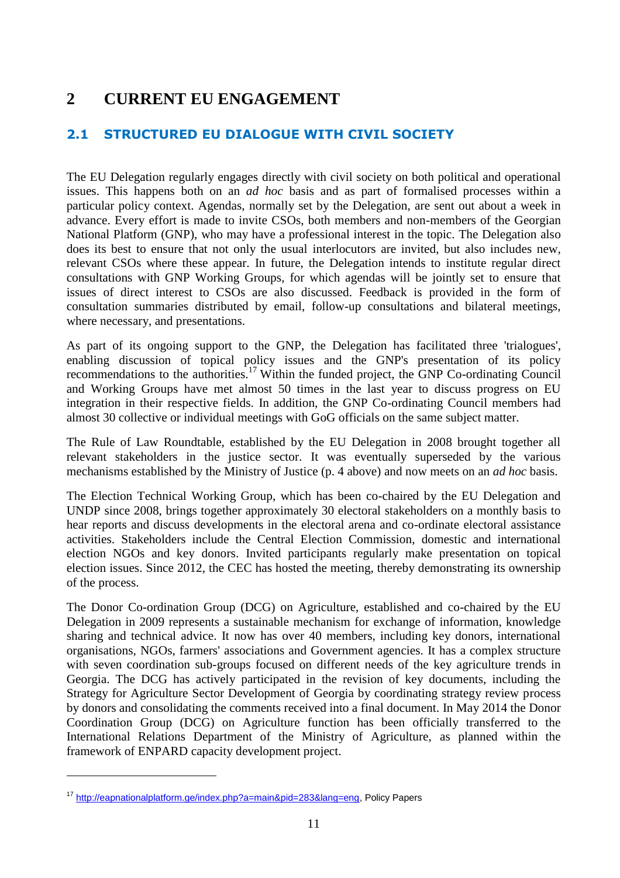# 2 CURRENT EU ENGAGEMENT

## 2.1 STRUCTURED EU DIALOGUE WITH CIVIL SOCIETY

The EU Delegation regularly engages directly with civil society on both political and operational issues. This happens both on an *ad hoc* basis and as part of formalised processes within a particular policy context. Agendas, normally set by the Delegation, are sent out about a week in advance. Every effort is made to invite CSOs, both members and non-members of the Georgian National Platform (GNP), who may have a professional interest in the topic. The Delegation also does its best to ensure that not only the usual interlocutors are invited, but also includes new, relevant CSOs where these appear. In future, the Delegation intends to institute regular direct consultations with GNP Working Groups, for which agendas will be jointly set to ensure that issues of direct interest to CSOs are also discussed. Feedback is provided in the form of consultation summaries distributed by email, follow-up consultations and bilateral meetings, where necessary, and presentations.

As part of its ongoing support to the GNP, the Delegation has facilitated three 'trialogues', enabling discussion of topical policy issues and the GNP's presentation of its policy recommendations to the authorities.[17] Within the funded project, the GNP Co-ordinating Council and Working Groups have met almost 50 times in the last year to discuss progress on EU integration in their respective fields. In addition, the GNP Co-ordinating Council members had almost 30 collective or individual meetings with GoG officials on the same subject matter.

The Rule of Law Roundtable, established by the EU Delegation in 2008 brought together all relevant stakeholders in the justice sector. It was eventually superseded by the various mechanisms established by the Ministry of Justice (p. 4 above) and now meets on an *ad hoc* basis.

The Election Technical Working Group, which has been co-chaired by the EU Delegation and UNDP since 2008, brings together approximately 30 electoral stakeholders on a monthly basis to hear reports and discuss developments in the electoral arena and co-ordinate electoral assistance activities. Stakeholders include the Central Election Commission, domestic and international election NGOs and key donors. Invited participants regularly make presentation on topical election issues. Since 2012, the CEC has hosted the meeting, thereby demonstrating its ownership of the process.

The Donor Co-ordination Group (DCG) on Agriculture, established and co-chaired by the EU Delegation in 2009 represents a sustainable mechanism for exchange of information, knowledge sharing and technical advice. It now has over 40 members, including key donors, international organisations, NGOs, farmers' associations and Government agencies. It has a complex structure with seven coordination sub-groups focused on different needs of the key agriculture trends in Georgia. The DCG has actively participated in the revision of key documents, including the Strategy for Agriculture Sector Development of Georgia by coordinating strategy review process by donors and consolidating the comments received into a final document. In May 2014 the Donor Coordination Group (DCG) on Agriculture function has been officially transferred to the International Relations Department of the Ministry of Agriculture, as planned within the framework of ENPARD capacity development project.

---

[17] http://eapnationalplatform.ge/index.php?a=main&pid=283&lang=eng, Policy Papers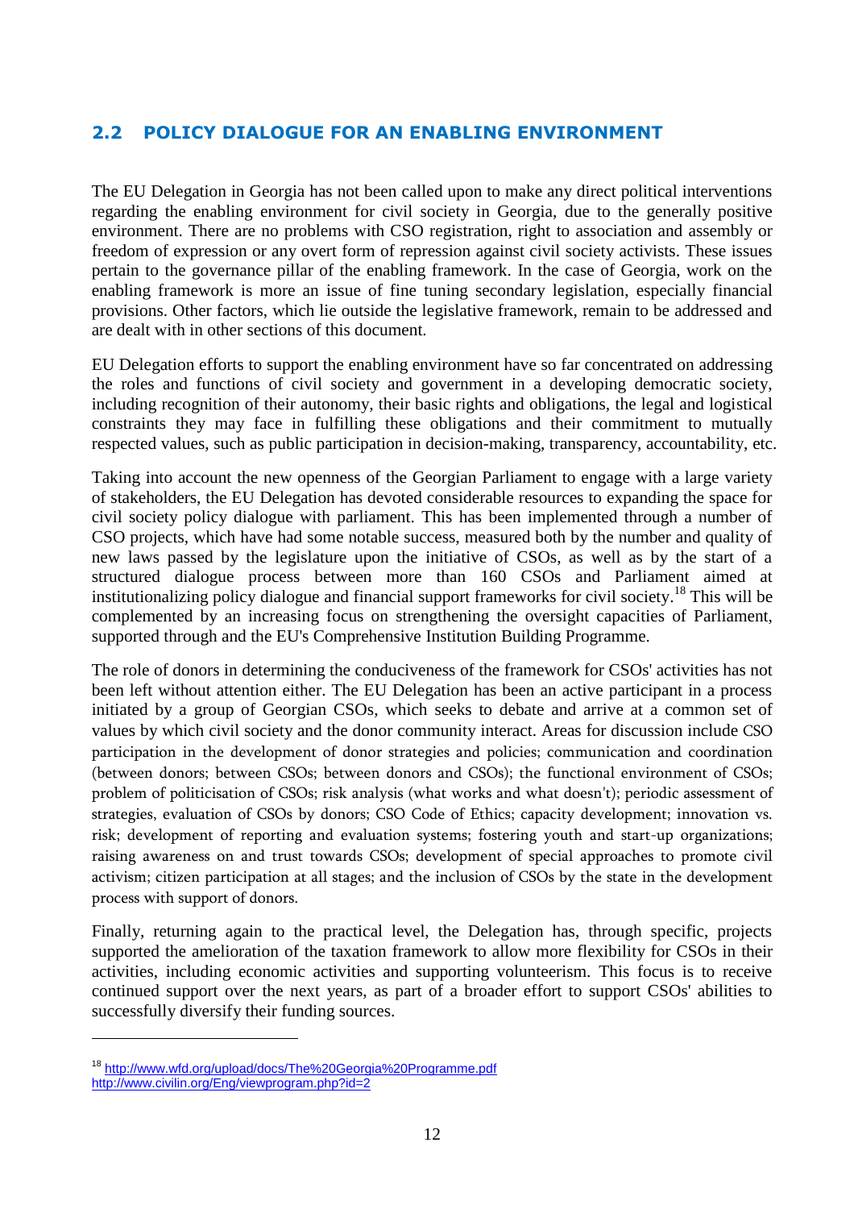## 2.2 POLICY DIALOGUE FOR AN ENABLING ENVIRONMENT

The EU Delegation in Georgia has not been called upon to make any direct political interventions regarding the enabling environment for civil society in Georgia, due to the generally positive environment. There are no problems with CSO registration, right to association and assembly or freedom of expression or any overt form of repression against civil society activists. These issues pertain to the governance pillar of the enabling framework. In the case of Georgia, work on the enabling framework is more an issue of fine tuning secondary legislation, especially financial provisions. Other factors, which lie outside the legislative framework, remain to be addressed and are dealt with in other sections of this document.

EU Delegation efforts to support the enabling environment have so far concentrated on addressing the roles and functions of civil society and government in a developing democratic society, including recognition of their autonomy, their basic rights and obligations, the legal and logistical constraints they may face in fulfilling these obligations and their commitment to mutually respected values, such as public participation in decision-making, transparency, accountability, etc.

Taking into account the new openness of the Georgian Parliament to engage with a large variety of stakeholders, the EU Delegation has devoted considerable resources to expanding the space for civil society policy dialogue with parliament. This has been implemented through a number of CSO projects, which have had some notable success, measured both by the number and quality of new laws passed by the legislature upon the initiative of CSOs, as well as by the start of a structured dialogue process between more than 160 CSOs and Parliament aimed at institutionalizing policy dialogue and financial support frameworks for civil society.[18] This will be complemented by an increasing focus on strengthening the oversight capacities of Parliament, supported through and the EU's Comprehensive Institution Building Programme.

The role of donors in determining the conduciveness of the framework for CSOs' activities has not been left without attention either. The EU Delegation has been an active participant in a process initiated by a group of Georgian CSOs, which seeks to debate and arrive at a common set of values by which civil society and the donor community interact. Areas for discussion include CSO participation in the development of donor strategies and policies; communication and coordination (between donors; between CSOs; between donors and CSOs); the functional environment of CSOs; problem of politicisation of CSOs; risk analysis (what works and what doesn't); periodic assessment of strategies, evaluation of CSOs by donors; CSO Code of Ethics; capacity development; innovation vs. risk; development of reporting and evaluation systems; fostering youth and start-up organizations; raising awareness on and trust towards CSOs; development of special approaches to promote civil activism; citizen participation at all stages; and the inclusion of CSOs by the state in the development process with support of donors.

Finally, returning again to the practical level, the Delegation has, through specific, projects supported the amelioration of the taxation framework to allow more flexibility for CSOs in their activities, including economic activities and supporting volunteerism. This focus is to receive continued support over the next years, as part of a broader effort to support CSOs' abilities to successfully diversify their funding sources.

---

[18] http://www.wfd.org/upload/docs/The%20Georgia%20Programme.pdf
http://www.civilin.org/Eng/viewprogram.php?id=2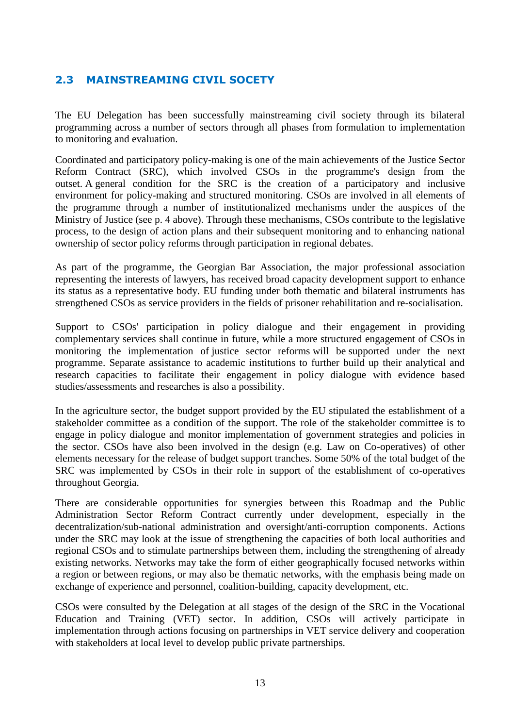## 2.3 MAINSTREAMING CIVIL SOCETY

The EU Delegation has been successfully mainstreaming civil society through its bilateral programming across a number of sectors through all phases from formulation to implementation to monitoring and evaluation.

Coordinated and participatory policy-making is one of the main achievements of the Justice Sector Reform Contract (SRC), which involved CSOs in the programme's design from the outset. A general condition for the SRC is the creation of a participatory and inclusive environment for policy-making and structured monitoring. CSOs are involved in all elements of the programme through a number of institutionalized mechanisms under the auspices of the Ministry of Justice (see p. 4 above). Through these mechanisms, CSOs contribute to the legislative process, to the design of action plans and their subsequent monitoring and to enhancing national ownership of sector policy reforms through participation in regional debates.

As part of the programme, the Georgian Bar Association, the major professional association representing the interests of lawyers, has received broad capacity development support to enhance its status as a representative body. EU funding under both thematic and bilateral instruments has strengthened CSOs as service providers in the fields of prisoner rehabilitation and re-socialisation.

Support to CSOs' participation in policy dialogue and their engagement in providing complementary services shall continue in future, while a more structured engagement of CSOs in monitoring the implementation of justice sector reforms will be supported under the next programme. Separate assistance to academic institutions to further build up their analytical and research capacities to facilitate their engagement in policy dialogue with evidence based studies/assessments and researches is also a possibility.

In the agriculture sector, the budget support provided by the EU stipulated the establishment of a stakeholder committee as a condition of the support. The role of the stakeholder committee is to engage in policy dialogue and monitor implementation of government strategies and policies in the sector. CSOs have also been involved in the design (e.g. Law on Co-operatives) of other elements necessary for the release of budget support tranches. Some 50% of the total budget of the SRC was implemented by CSOs in their role in support of the establishment of co-operatives throughout Georgia.

There are considerable opportunities for synergies between this Roadmap and the Public Administration Sector Reform Contract currently under development, especially in the decentralization/sub-national administration and oversight/anti-corruption components. Actions under the SRC may look at the issue of strengthening the capacities of both local authorities and regional CSOs and to stimulate partnerships between them, including the strengthening of already existing networks. Networks may take the form of either geographically focused networks within a region or between regions, or may also be thematic networks, with the emphasis being made on exchange of experience and personnel, coalition-building, capacity development, etc.

CSOs were consulted by the Delegation at all stages of the design of the SRC in the Vocational Education and Training (VET) sector. In addition, CSOs will actively participate in implementation through actions focusing on partnerships in VET service delivery and cooperation with stakeholders at local level to develop public private partnerships.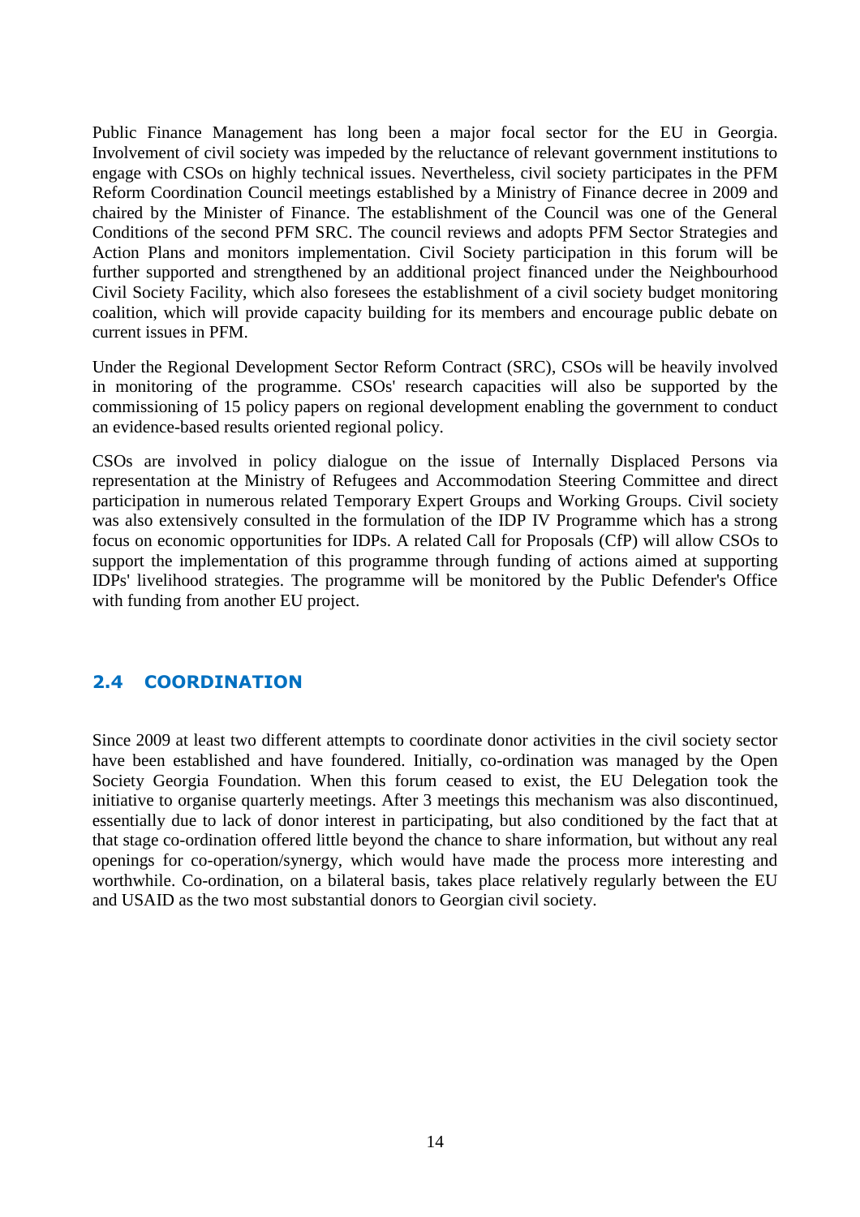Public Finance Management has long been a major focal sector for the EU in Georgia. Involvement of civil society was impeded by the reluctance of relevant government institutions to engage with CSOs on highly technical issues. Nevertheless, civil society participates in the PFM Reform Coordination Council meetings established by a Ministry of Finance decree in 2009 and chaired by the Minister of Finance. The establishment of the Council was one of the General Conditions of the second PFM SRC. The council reviews and adopts PFM Sector Strategies and Action Plans and monitors implementation. Civil Society participation in this forum will be further supported and strengthened by an additional project financed under the Neighbourhood Civil Society Facility, which also foresees the establishment of a civil society budget monitoring coalition, which will provide capacity building for its members and encourage public debate on current issues in PFM.

Under the Regional Development Sector Reform Contract (SRC), CSOs will be heavily involved in monitoring of the programme. CSOs' research capacities will also be supported by the commissioning of 15 policy papers on regional development enabling the government to conduct an evidence-based results oriented regional policy.

CSOs are involved in policy dialogue on the issue of Internally Displaced Persons via representation at the Ministry of Refugees and Accommodation Steering Committee and direct participation in numerous related Temporary Expert Groups and Working Groups. Civil society was also extensively consulted in the formulation of the IDP IV Programme which has a strong focus on economic opportunities for IDPs. A related Call for Proposals (CfP) will allow CSOs to support the implementation of this programme through funding of actions aimed at supporting IDPs' livelihood strategies. The programme will be monitored by the Public Defender's Office with funding from another EU project.

## 2.4 COORDINATION

Since 2009 at least two different attempts to coordinate donor activities in the civil society sector have been established and have foundered. Initially, co-ordination was managed by the Open Society Georgia Foundation. When this forum ceased to exist, the EU Delegation took the initiative to organise quarterly meetings. After 3 meetings this mechanism was also discontinued, essentially due to lack of donor interest in participating, but also conditioned by the fact that at that stage co-ordination offered little beyond the chance to share information, but without any real openings for co-operation/synergy, which would have made the process more interesting and worthwhile. Co-ordination, on a bilateral basis, takes place relatively regularly between the EU and USAID as the two most substantial donors to Georgian civil society.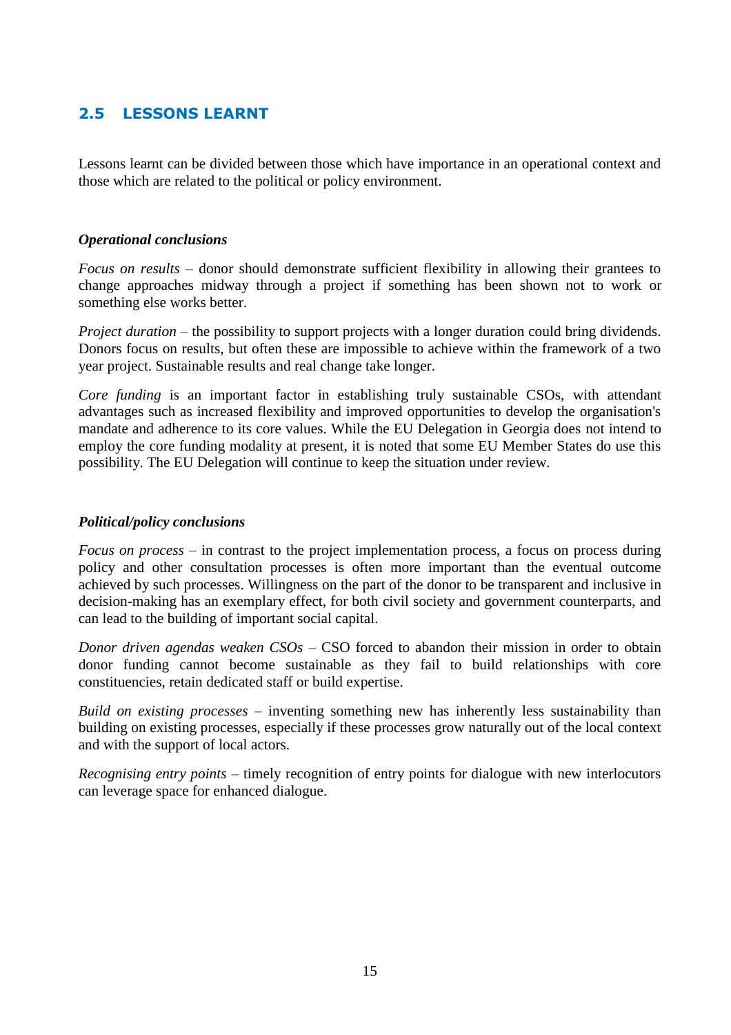## 2.5 LESSONS LEARNT

Lessons learnt can be divided between those which have importance in an operational context and those which are related to the political or policy environment.

***Operational conclusions***

*Focus on results* – donor should demonstrate sufficient flexibility in allowing their grantees to change approaches midway through a project if something has been shown not to work or something else works better.

*Project duration* – the possibility to support projects with a longer duration could bring dividends. Donors focus on results, but often these are impossible to achieve within the framework of a two year project. Sustainable results and real change take longer.

*Core funding* is an important factor in establishing truly sustainable CSOs, with attendant advantages such as increased flexibility and improved opportunities to develop the organisation's mandate and adherence to its core values. While the EU Delegation in Georgia does not intend to employ the core funding modality at present, it is noted that some EU Member States do use this possibility. The EU Delegation will continue to keep the situation under review.

***Political/policy conclusions***

*Focus on process* – in contrast to the project implementation process, a focus on process during policy and other consultation processes is often more important than the eventual outcome achieved by such processes. Willingness on the part of the donor to be transparent and inclusive in decision-making has an exemplary effect, for both civil society and government counterparts, and can lead to the building of important social capital.

*Donor driven agendas weaken CSOs* – CSO forced to abandon their mission in order to obtain donor funding cannot become sustainable as they fail to build relationships with core constituencies, retain dedicated staff or build expertise.

*Build on existing processes* – inventing something new has inherently less sustainability than building on existing processes, especially if these processes grow naturally out of the local context and with the support of local actors.

*Recognising entry points* – timely recognition of entry points for dialogue with new interlocutors can leverage space for enhanced dialogue.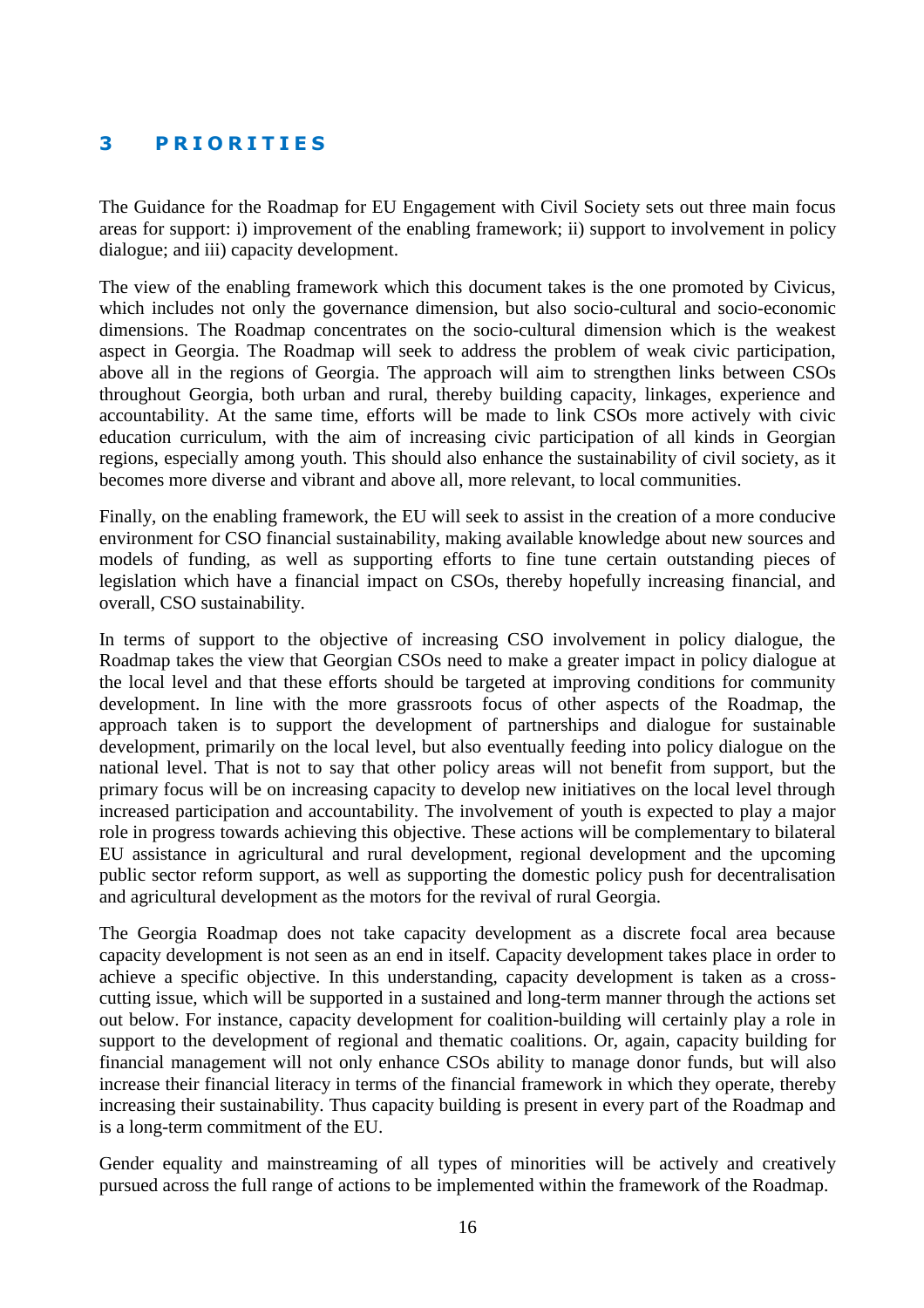# 3 PRIORITIES

The Guidance for the Roadmap for EU Engagement with Civil Society sets out three main focus areas for support: i) improvement of the enabling framework; ii) support to involvement in policy dialogue; and iii) capacity development.

The view of the enabling framework which this document takes is the one promoted by Civicus, which includes not only the governance dimension, but also socio-cultural and socio-economic dimensions. The Roadmap concentrates on the socio-cultural dimension which is the weakest aspect in Georgia. The Roadmap will seek to address the problem of weak civic participation, above all in the regions of Georgia. The approach will aim to strengthen links between CSOs throughout Georgia, both urban and rural, thereby building capacity, linkages, experience and accountability. At the same time, efforts will be made to link CSOs more actively with civic education curriculum, with the aim of increasing civic participation of all kinds in Georgian regions, especially among youth. This should also enhance the sustainability of civil society, as it becomes more diverse and vibrant and above all, more relevant, to local communities.

Finally, on the enabling framework, the EU will seek to assist in the creation of a more conducive environment for CSO financial sustainability, making available knowledge about new sources and models of funding, as well as supporting efforts to fine tune certain outstanding pieces of legislation which have a financial impact on CSOs, thereby hopefully increasing financial, and overall, CSO sustainability.

In terms of support to the objective of increasing CSO involvement in policy dialogue, the Roadmap takes the view that Georgian CSOs need to make a greater impact in policy dialogue at the local level and that these efforts should be targeted at improving conditions for community development. In line with the more grassroots focus of other aspects of the Roadmap, the approach taken is to support the development of partnerships and dialogue for sustainable development, primarily on the local level, but also eventually feeding into policy dialogue on the national level. That is not to say that other policy areas will not benefit from support, but the primary focus will be on increasing capacity to develop new initiatives on the local level through increased participation and accountability. The involvement of youth is expected to play a major role in progress towards achieving this objective. These actions will be complementary to bilateral EU assistance in agricultural and rural development, regional development and the upcoming public sector reform support, as well as supporting the domestic policy push for decentralisation and agricultural development as the motors for the revival of rural Georgia.

The Georgia Roadmap does not take capacity development as a discrete focal area because capacity development is not seen as an end in itself. Capacity development takes place in order to achieve a specific objective. In this understanding, capacity development is taken as a cross-cutting issue, which will be supported in a sustained and long-term manner through the actions set out below. For instance, capacity development for coalition-building will certainly play a role in support to the development of regional and thematic coalitions. Or, again, capacity building for financial management will not only enhance CSOs ability to manage donor funds, but will also increase their financial literacy in terms of the financial framework in which they operate, thereby increasing their sustainability. Thus capacity building is present in every part of the Roadmap and is a long-term commitment of the EU.

Gender equality and mainstreaming of all types of minorities will be actively and creatively pursued across the full range of actions to be implemented within the framework of the Roadmap.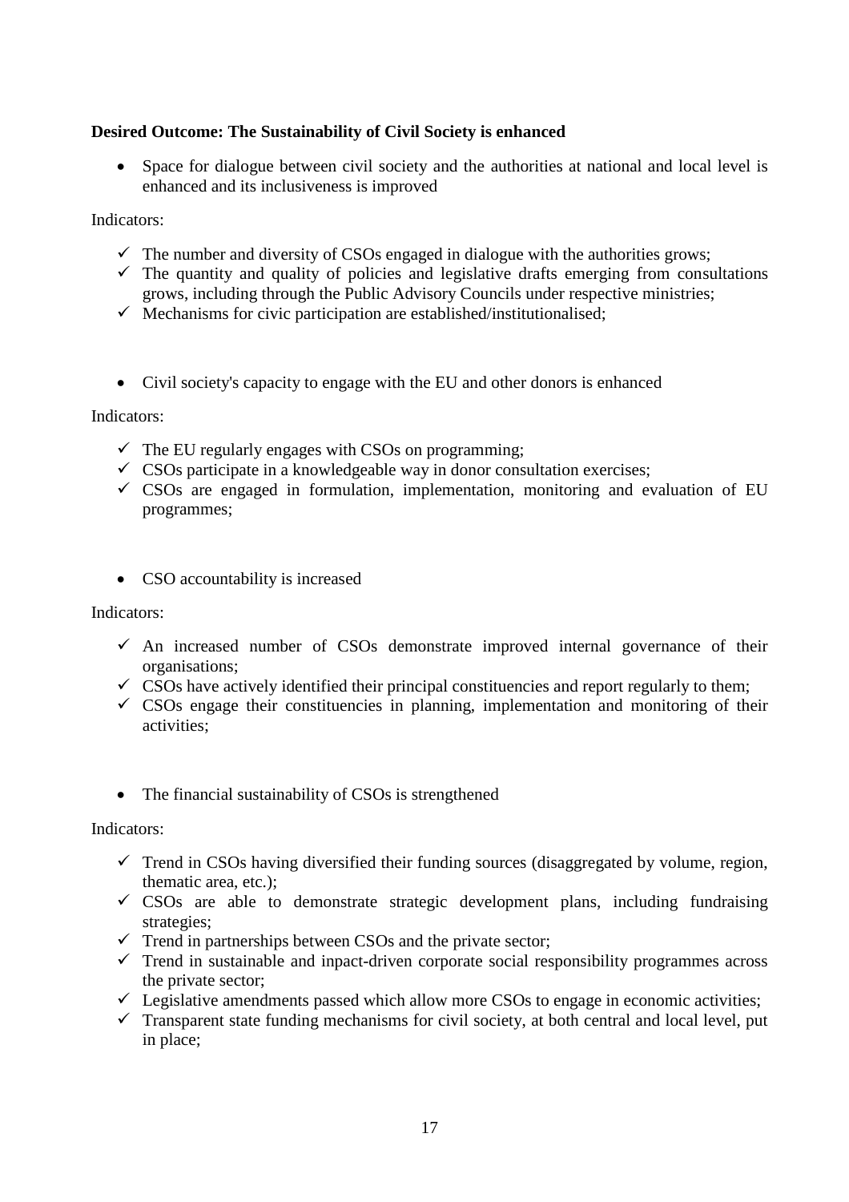**Desired Outcome: The Sustainability of Civil Society is enhanced**

- Space for dialogue between civil society and the authorities at national and local level is enhanced and its inclusiveness is improved

Indicators:

- ✓ The number and diversity of CSOs engaged in dialogue with the authorities grows;
- ✓ The quantity and quality of policies and legislative drafts emerging from consultations grows, including through the Public Advisory Councils under respective ministries;
- ✓ Mechanisms for civic participation are established/institutionalised;

- Civil society's capacity to engage with the EU and other donors is enhanced

Indicators:

- ✓ The EU regularly engages with CSOs on programming;
- ✓ CSOs participate in a knowledgeable way in donor consultation exercises;
- ✓ CSOs are engaged in formulation, implementation, monitoring and evaluation of EU programmes;

- CSO accountability is increased

Indicators:

- ✓ An increased number of CSOs demonstrate improved internal governance of their organisations;
- ✓ CSOs have actively identified their principal constituencies and report regularly to them;
- ✓ CSOs engage their constituencies in planning, implementation and monitoring of their activities;

- The financial sustainability of CSOs is strengthened

Indicators:

- ✓ Trend in CSOs having diversified their funding sources (disaggregated by volume, region, thematic area, etc.);
- ✓ CSOs are able to demonstrate strategic development plans, including fundraising strategies;
- ✓ Trend in partnerships between CSOs and the private sector;
- ✓ Trend in sustainable and inpact-driven corporate social responsibility programmes across the private sector;
- ✓ Legislative amendments passed which allow more CSOs to engage in economic activities;
- ✓ Transparent state funding mechanisms for civil society, at both central and local level, put in place;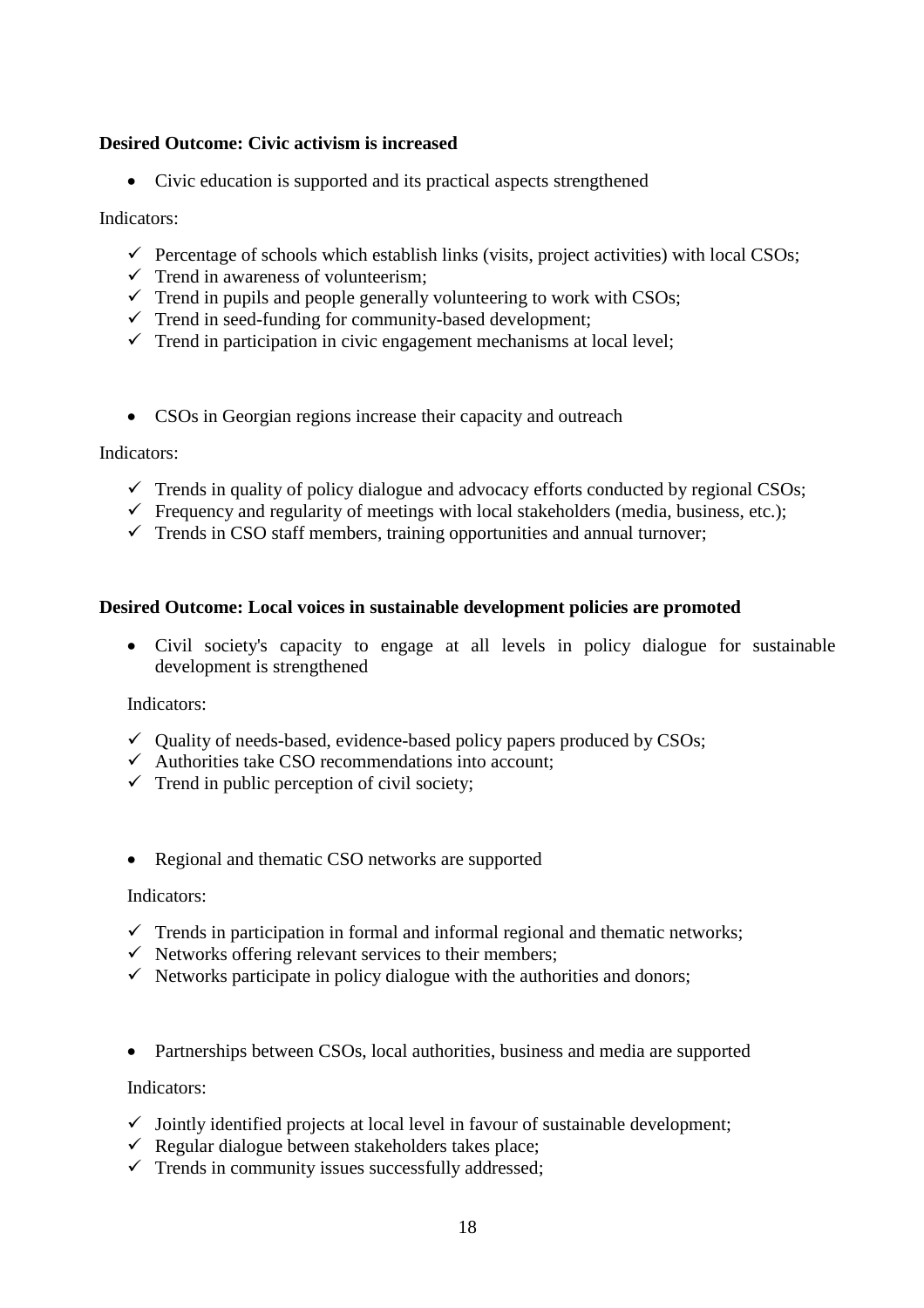**Desired Outcome: Civic activism is increased**

- Civic education is supported and its practical aspects strengthened

Indicators:

- ✓ Percentage of schools which establish links (visits, project activities) with local CSOs;
- ✓ Trend in awareness of volunteerism;
- ✓ Trend in pupils and people generally volunteering to work with CSOs;
- ✓ Trend in seed-funding for community-based development;
- ✓ Trend in participation in civic engagement mechanisms at local level;

- CSOs in Georgian regions increase their capacity and outreach

Indicators:

- ✓ Trends in quality of policy dialogue and advocacy efforts conducted by regional CSOs;
- ✓ Frequency and regularity of meetings with local stakeholders (media, business, etc.);
- ✓ Trends in CSO staff members, training opportunities and annual turnover;

**Desired Outcome: Local voices in sustainable development policies are promoted**

- Civil society's capacity to engage at all levels in policy dialogue for sustainable development is strengthened

Indicators:

- ✓ Quality of needs-based, evidence-based policy papers produced by CSOs;
- ✓ Authorities take CSO recommendations into account;
- ✓ Trend in public perception of civil society;

- Regional and thematic CSO networks are supported

Indicators:

- ✓ Trends in participation in formal and informal regional and thematic networks;
- ✓ Networks offering relevant services to their members;
- ✓ Networks participate in policy dialogue with the authorities and donors;

- Partnerships between CSOs, local authorities, business and media are supported

Indicators:

- ✓ Jointly identified projects at local level in favour of sustainable development;
- ✓ Regular dialogue between stakeholders takes place;
- ✓ Trends in community issues successfully addressed;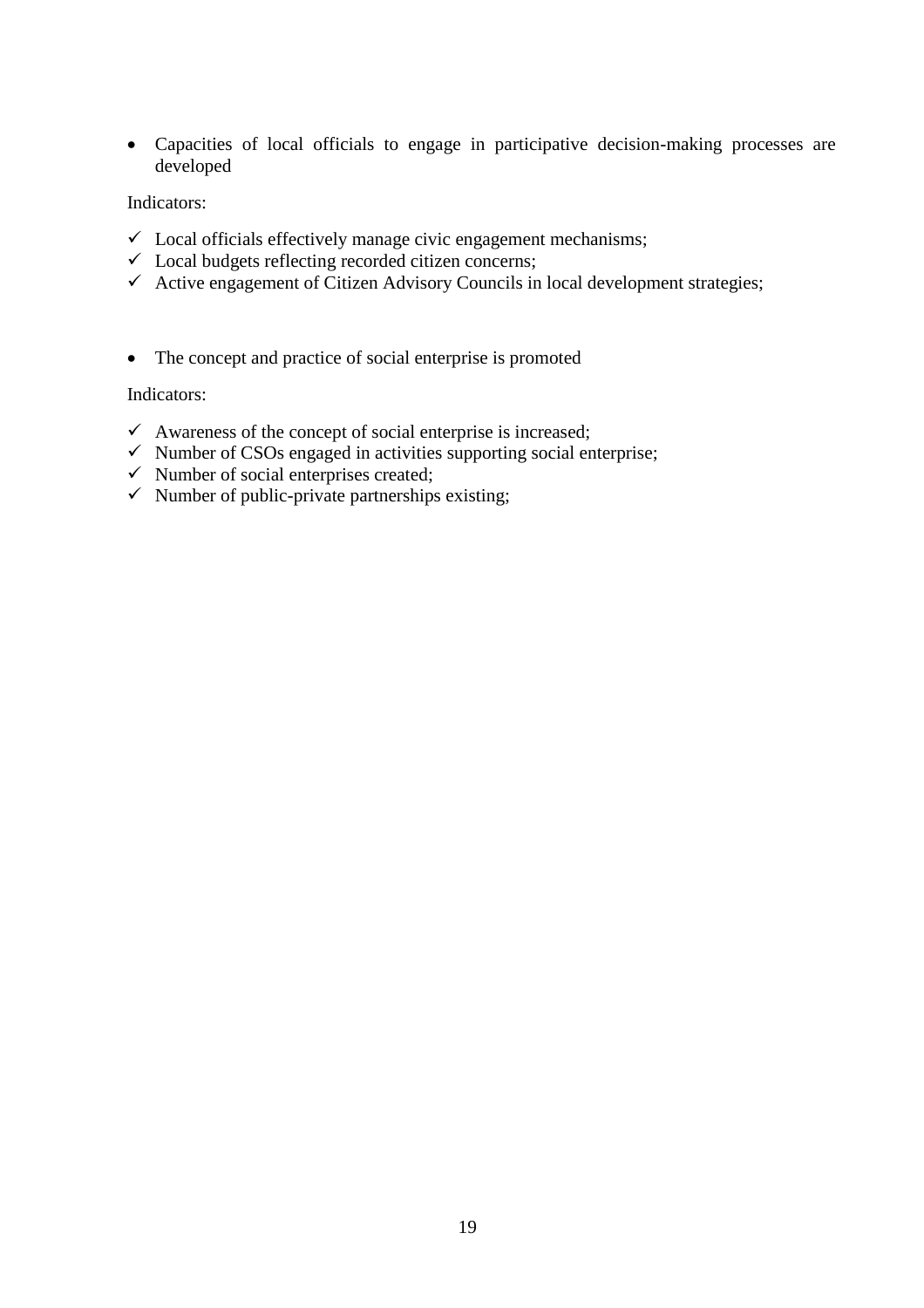- Capacities of local officials to engage in participative decision-making processes are developed

Indicators:

- ✓ Local officials effectively manage civic engagement mechanisms;
- ✓ Local budgets reflecting recorded citizen concerns;
- ✓ Active engagement of Citizen Advisory Councils in local development strategies;

- The concept and practice of social enterprise is promoted

Indicators:

- ✓ Awareness of the concept of social enterprise is increased;
- ✓ Number of CSOs engaged in activities supporting social enterprise;
- ✓ Number of social enterprises created;
- ✓ Number of public-private partnerships existing;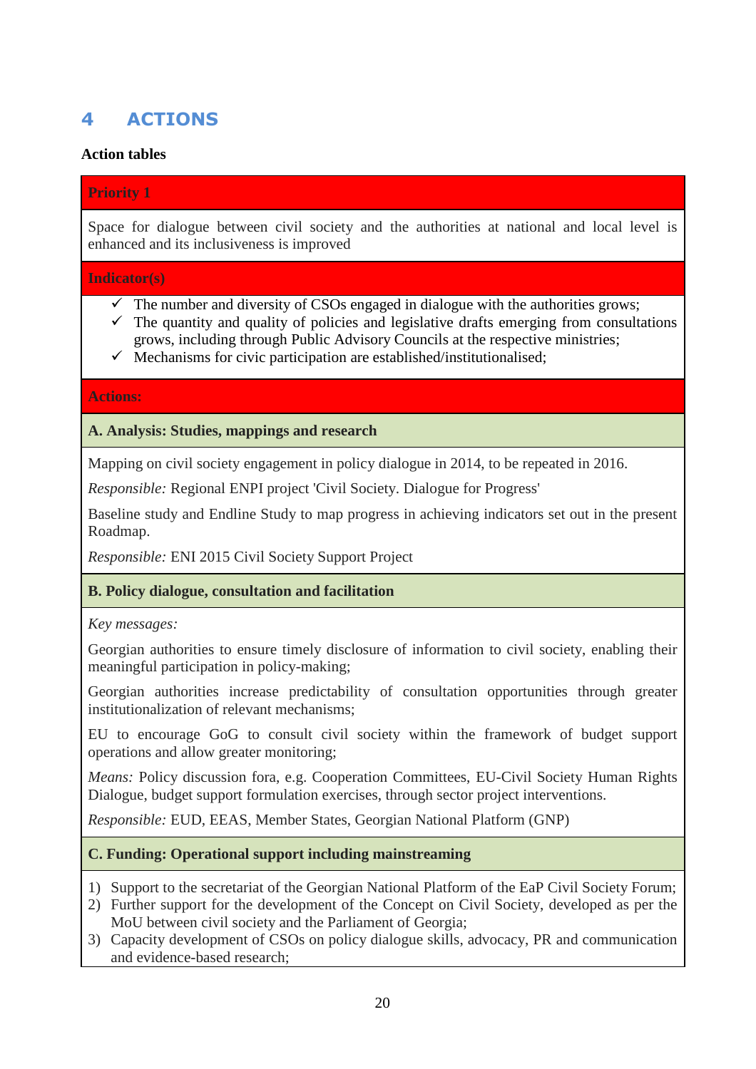# 4 ACTIONS

**Action tables**

**Priority 1**

Space for dialogue between civil society and the authorities at national and local level is enhanced and its inclusiveness is improved

**Indicator(s)**

- ✓ The number and diversity of CSOs engaged in dialogue with the authorities grows;
- ✓ The quantity and quality of policies and legislative drafts emerging from consultations grows, including through Public Advisory Councils at the respective ministries;
- ✓ Mechanisms for civic participation are established/institutionalised;

**Actions:**

**A. Analysis: Studies, mappings and research**

Mapping on civil society engagement in policy dialogue in 2014, to be repeated in 2016.

*Responsible:* Regional ENPI project 'Civil Society. Dialogue for Progress'

Baseline study and Endline Study to map progress in achieving indicators set out in the present Roadmap.

*Responsible:* ENI 2015 Civil Society Support Project

**B. Policy dialogue, consultation and facilitation**

*Key messages:*

Georgian authorities to ensure timely disclosure of information to civil society, enabling their meaningful participation in policy-making;

Georgian authorities increase predictability of consultation opportunities through greater institutionalization of relevant mechanisms;

EU to encourage GoG to consult civil society within the framework of budget support operations and allow greater monitoring;

*Means:* Policy discussion fora, e.g. Cooperation Committees, EU-Civil Society Human Rights Dialogue, budget support formulation exercises, through sector project interventions.

*Responsible:* EUD, EEAS, Member States, Georgian National Platform (GNP)

**C. Funding: Operational support including mainstreaming**

1) Support to the secretariat of the Georgian National Platform of the EaP Civil Society Forum;
2) Further support for the development of the Concept on Civil Society, developed as per the MoU between civil society and the Parliament of Georgia;
3) Capacity development of CSOs on policy dialogue skills, advocacy, PR and communication and evidence-based research;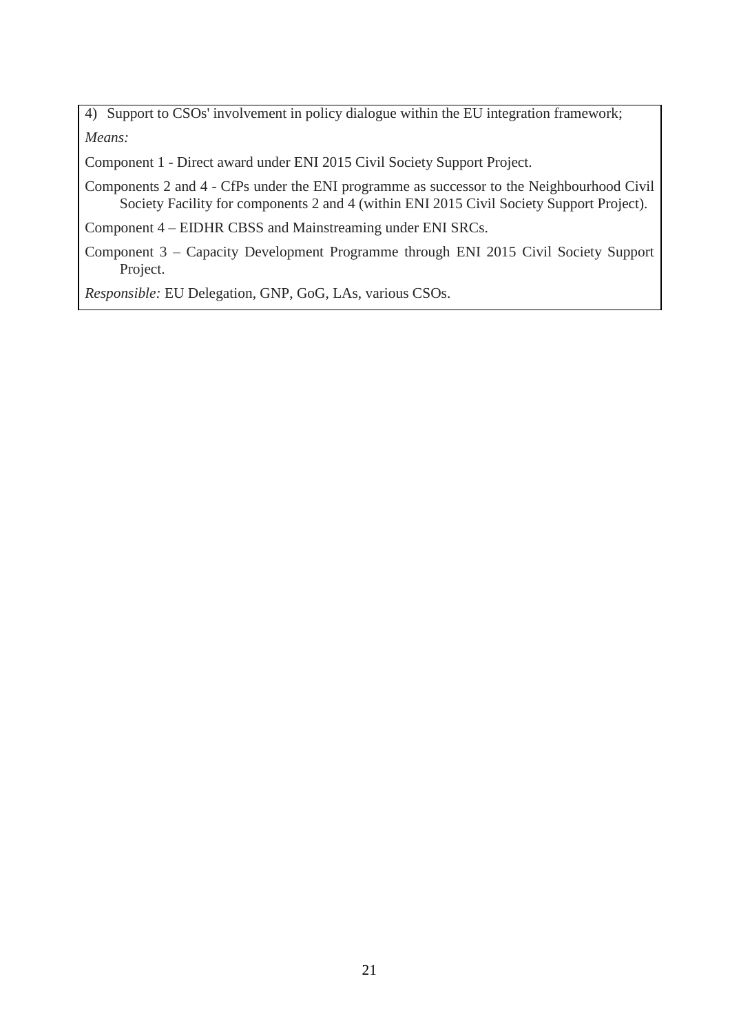4) Support to CSOs' involvement in policy dialogue within the EU integration framework;

*Means:*

Component 1 - Direct award under ENI 2015 Civil Society Support Project.

Components 2 and 4 - CfPs under the ENI programme as successor to the Neighbourhood Civil Society Facility for components 2 and 4 (within ENI 2015 Civil Society Support Project).

Component 4 – EIDHR CBSS and Mainstreaming under ENI SRCs.

Component 3 – Capacity Development Programme through ENI 2015 Civil Society Support Project.

*Responsible:* EU Delegation, GNP, GoG, LAs, various CSOs.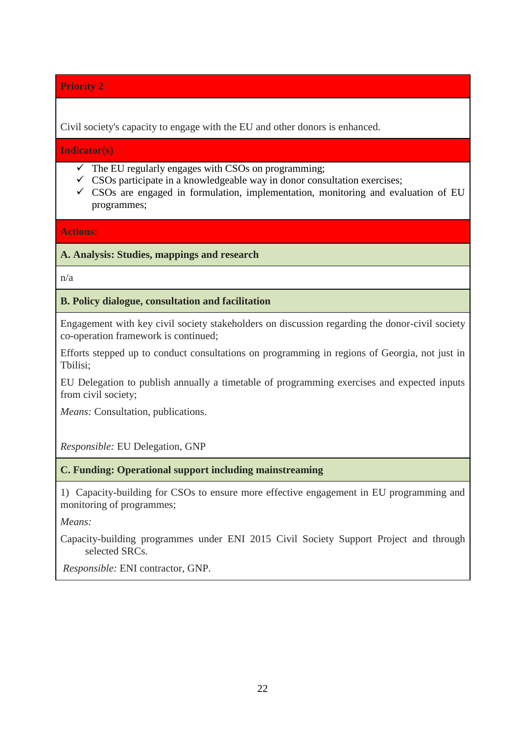**Priority 2**

Civil society's capacity to engage with the EU and other donors is enhanced.

**Indicator(s)**

- ✓ The EU regularly engages with CSOs on programming;
- ✓ CSOs participate in a knowledgeable way in donor consultation exercises;
- ✓ CSOs are engaged in formulation, implementation, monitoring and evaluation of EU programmes;

**Actions:**

**A. Analysis: Studies, mappings and research**

n/a

**B. Policy dialogue, consultation and facilitation**

Engagement with key civil society stakeholders on discussion regarding the donor-civil society co-operation framework is continued;

Efforts stepped up to conduct consultations on programming in regions of Georgia, not just in Tbilisi;

EU Delegation to publish annually a timetable of programming exercises and expected inputs from civil society;

*Means:* Consultation, publications.

*Responsible:* EU Delegation, GNP

**C. Funding: Operational support including mainstreaming**

1) Capacity-building for CSOs to ensure more effective engagement in EU programming and monitoring of programmes;

*Means:*

Capacity-building programmes under ENI 2015 Civil Society Support Project and through selected SRCs.

*Responsible:* ENI contractor, GNP.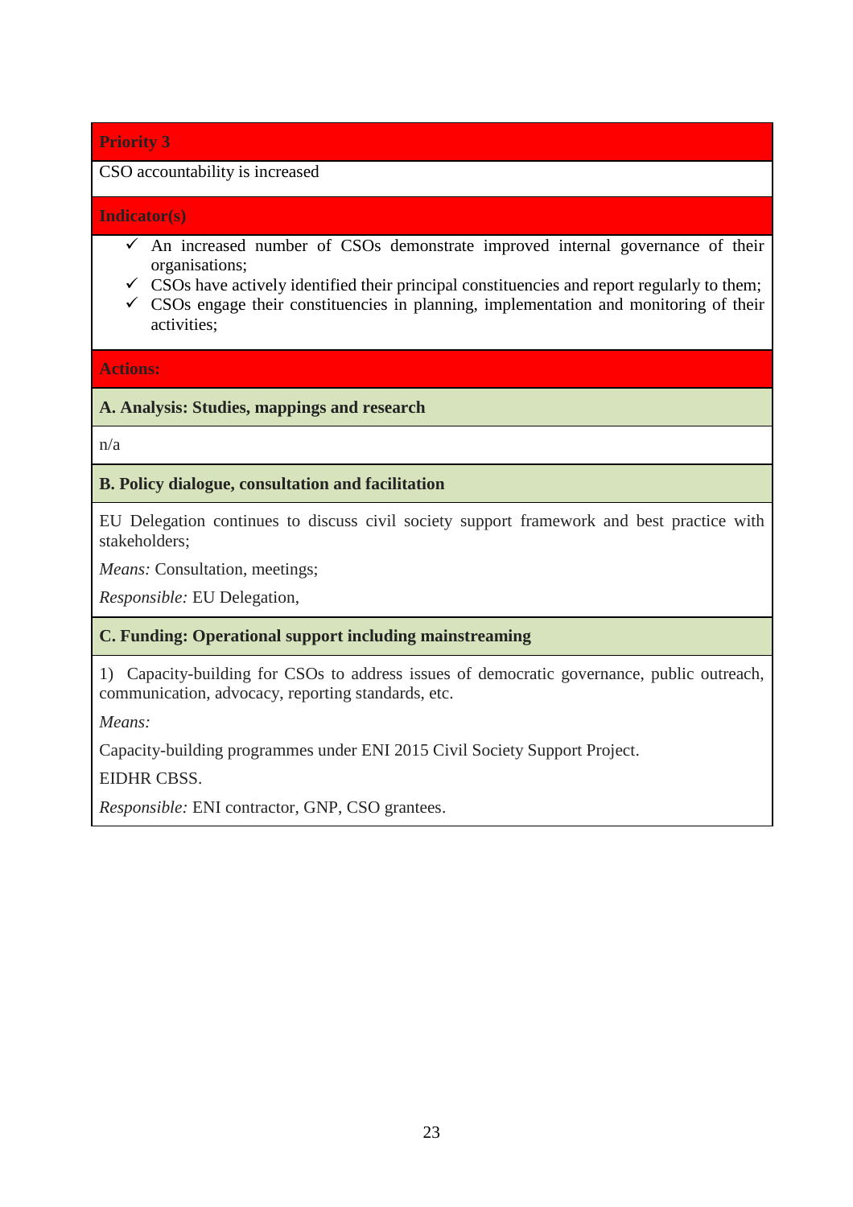**Priority 3**

CSO accountability is increased

**Indicator(s)**

- ✓ An increased number of CSOs demonstrate improved internal governance of their organisations;
- ✓ CSOs have actively identified their principal constituencies and report regularly to them;
- ✓ CSOs engage their constituencies in planning, implementation and monitoring of their activities;

**Actions:**

**A. Analysis: Studies, mappings and research**

n/a

**B. Policy dialogue, consultation and facilitation**

EU Delegation continues to discuss civil society support framework and best practice with stakeholders;

*Means:* Consultation, meetings;

*Responsible:* EU Delegation,

**C. Funding: Operational support including mainstreaming**

1) Capacity-building for CSOs to address issues of democratic governance, public outreach, communication, advocacy, reporting standards, etc.

*Means:*

Capacity-building programmes under ENI 2015 Civil Society Support Project.

EIDHR CBSS.

*Responsible:* ENI contractor, GNP, CSO grantees.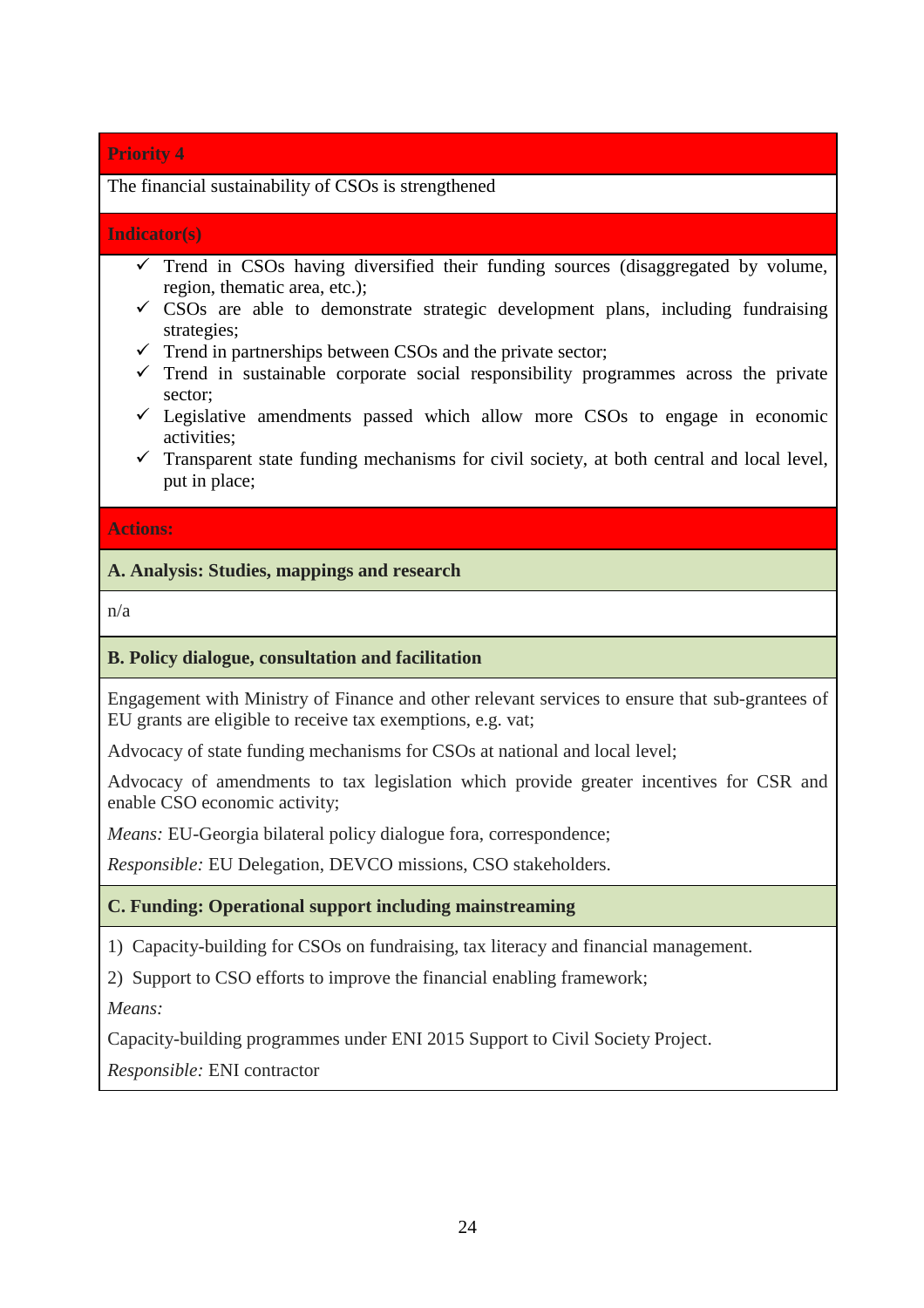## Priority 4

The financial sustainability of CSOs is strengthened

### Indicator(s)

- ✓ Trend in CSOs having diversified their funding sources (disaggregated by volume, region, thematic area, etc.);
- ✓ CSOs are able to demonstrate strategic development plans, including fundraising strategies;
- ✓ Trend in partnerships between CSOs and the private sector;
- ✓ Trend in sustainable corporate social responsibility programmes across the private sector;
- ✓ Legislative amendments passed which allow more CSOs to engage in economic activities;
- ✓ Transparent state funding mechanisms for civil society, at both central and local level, put in place;

### Actions:

**A. Analysis: Studies, mappings and research**

n/a

**B. Policy dialogue, consultation and facilitation**

Engagement with Ministry of Finance and other relevant services to ensure that sub-grantees of EU grants are eligible to receive tax exemptions, e.g. vat;

Advocacy of state funding mechanisms for CSOs at national and local level;

Advocacy of amendments to tax legislation which provide greater incentives for CSR and enable CSO economic activity;

*Means:* EU-Georgia bilateral policy dialogue fora, correspondence;

*Responsible:* EU Delegation, DEVCO missions, CSO stakeholders.

**C. Funding: Operational support including mainstreaming**

1) Capacity-building for CSOs on fundraising, tax literacy and financial management.

2) Support to CSO efforts to improve the financial enabling framework;

*Means:*

Capacity-building programmes under ENI 2015 Support to Civil Society Project.

*Responsible:* ENI contractor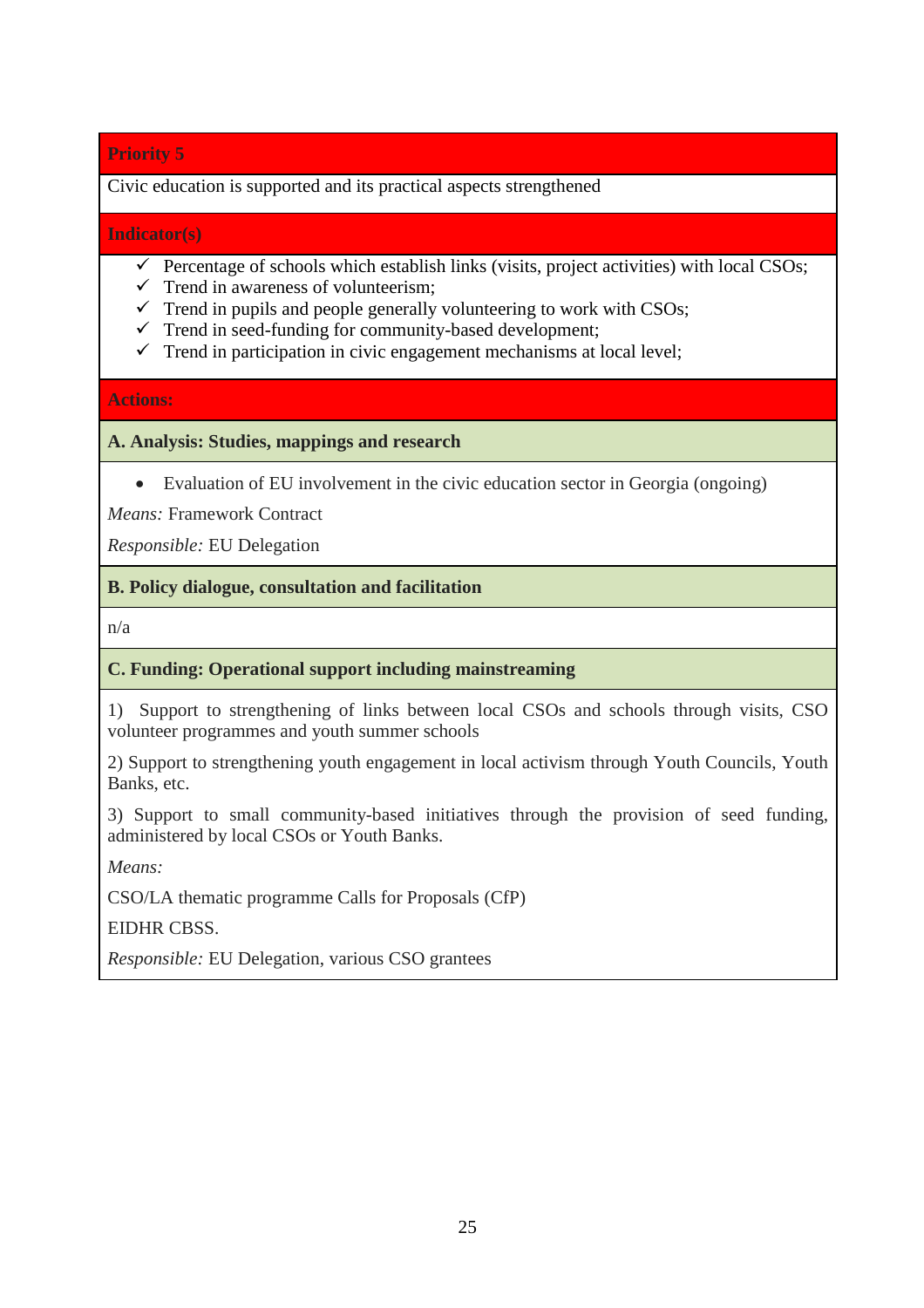**Priority 5**

Civic education is supported and its practical aspects strengthened

**Indicator(s)**

- ✓ Percentage of schools which establish links (visits, project activities) with local CSOs;
- ✓ Trend in awareness of volunteerism;
- ✓ Trend in pupils and people generally volunteering to work with CSOs;
- ✓ Trend in seed-funding for community-based development;
- ✓ Trend in participation in civic engagement mechanisms at local level;

**Actions:**

**A. Analysis: Studies, mappings and research**

- Evaluation of EU involvement in the civic education sector in Georgia (ongoing)

*Means:* Framework Contract

*Responsible:* EU Delegation

**B. Policy dialogue, consultation and facilitation**

n/a

**C. Funding: Operational support including mainstreaming**

1) Support to strengthening of links between local CSOs and schools through visits, CSO volunteer programmes and youth summer schools

2) Support to strengthening youth engagement in local activism through Youth Councils, Youth Banks, etc.

3) Support to small community-based initiatives through the provision of seed funding, administered by local CSOs or Youth Banks.

*Means:*

CSO/LA thematic programme Calls for Proposals (CfP)

EIDHR CBSS.

*Responsible:* EU Delegation, various CSO grantees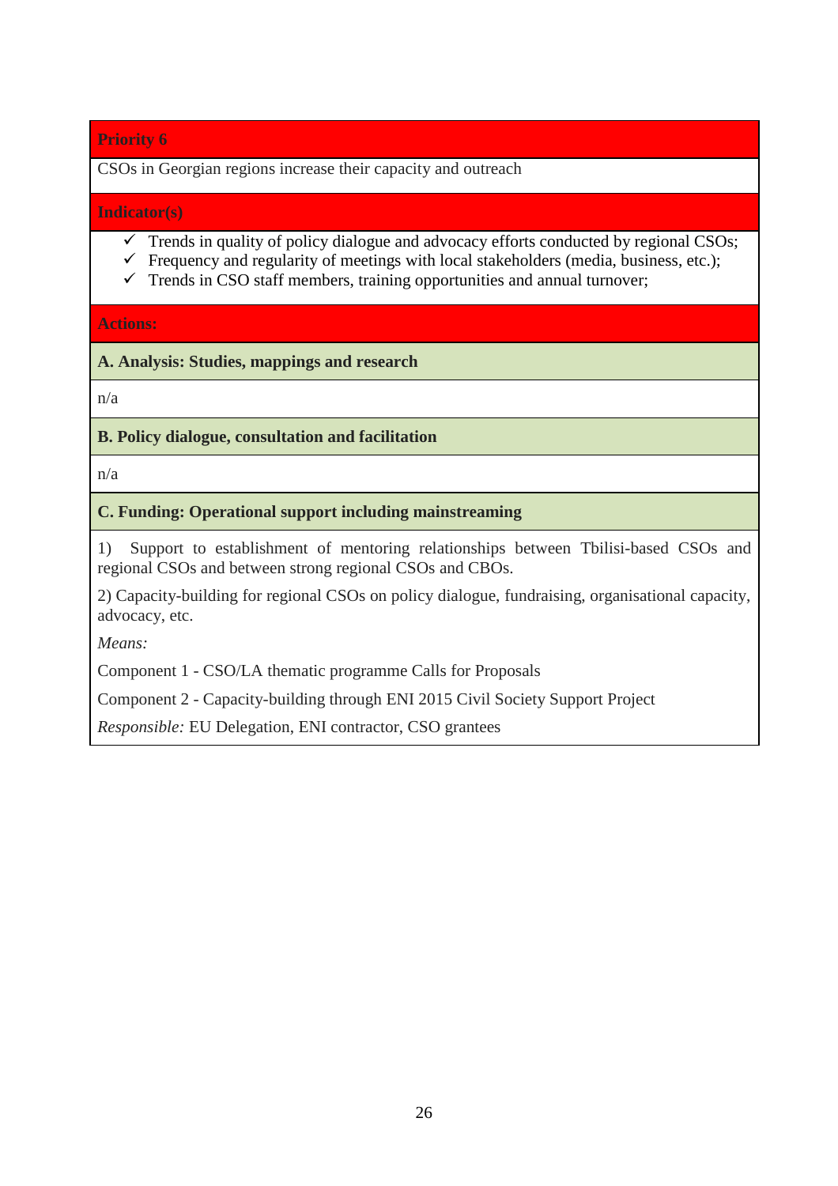| **Priority 6** |
|---|
| CSOs in Georgian regions increase their capacity and outreach |
| **Indicator(s)** |
| ✓ Trends in quality of policy dialogue and advocacy efforts conducted by regional CSOs;<br>✓ Frequency and regularity of meetings with local stakeholders (media, business, etc.);<br>✓ Trends in CSO staff members, training opportunities and annual turnover; |
| **Actions:** |
| **A. Analysis: Studies, mappings and research** |
| n/a |
| **B. Policy dialogue, consultation and facilitation** |
| n/a |
| **C. Funding: Operational support including mainstreaming** |
| 1) Support to establishment of mentoring relationships between Tbilisi-based CSOs and regional CSOs and between strong regional CSOs and CBOs.<br><br>2) Capacity-building for regional CSOs on policy dialogue, fundraising, organisational capacity, advocacy, etc.<br><br>*Means:*<br><br>Component 1 - CSO/LA thematic programme Calls for Proposals<br><br>Component 2 - Capacity-building through ENI 2015 Civil Society Support Project<br><br>*Responsible:* EU Delegation, ENI contractor, CSO grantees |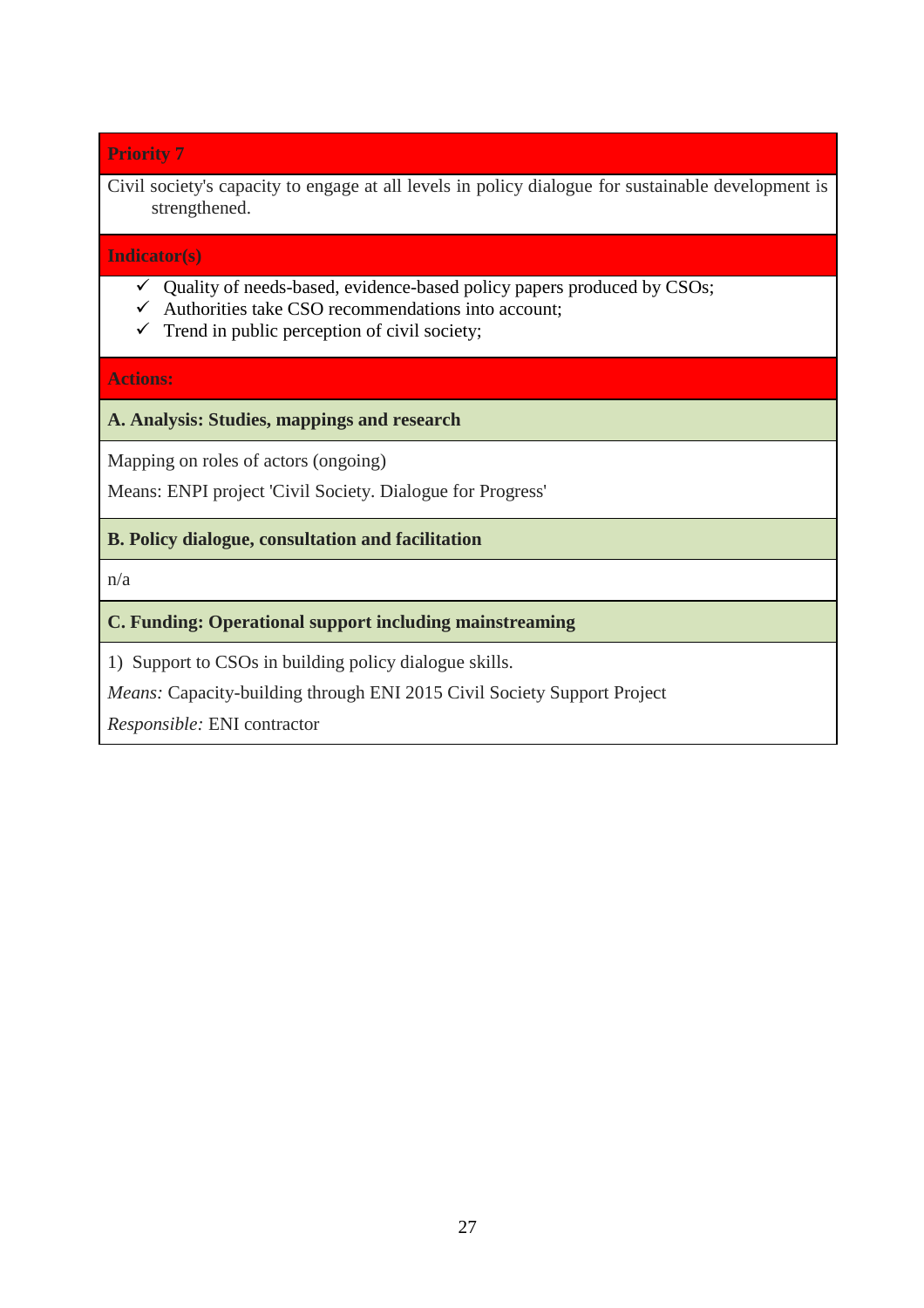**Priority 7**

Civil society's capacity to engage at all levels in policy dialogue for sustainable development is strengthened.

**Indicator(s)**

- ✓ Quality of needs-based, evidence-based policy papers produced by CSOs;
- ✓ Authorities take CSO recommendations into account;
- ✓ Trend in public perception of civil society;

**Actions:**

**A. Analysis: Studies, mappings and research**

Mapping on roles of actors (ongoing)

Means: ENPI project 'Civil Society. Dialogue for Progress'

**B. Policy dialogue, consultation and facilitation**

n/a

**C. Funding: Operational support including mainstreaming**

1) Support to CSOs in building policy dialogue skills.

*Means:* Capacity-building through ENI 2015 Civil Society Support Project

*Responsible:* ENI contractor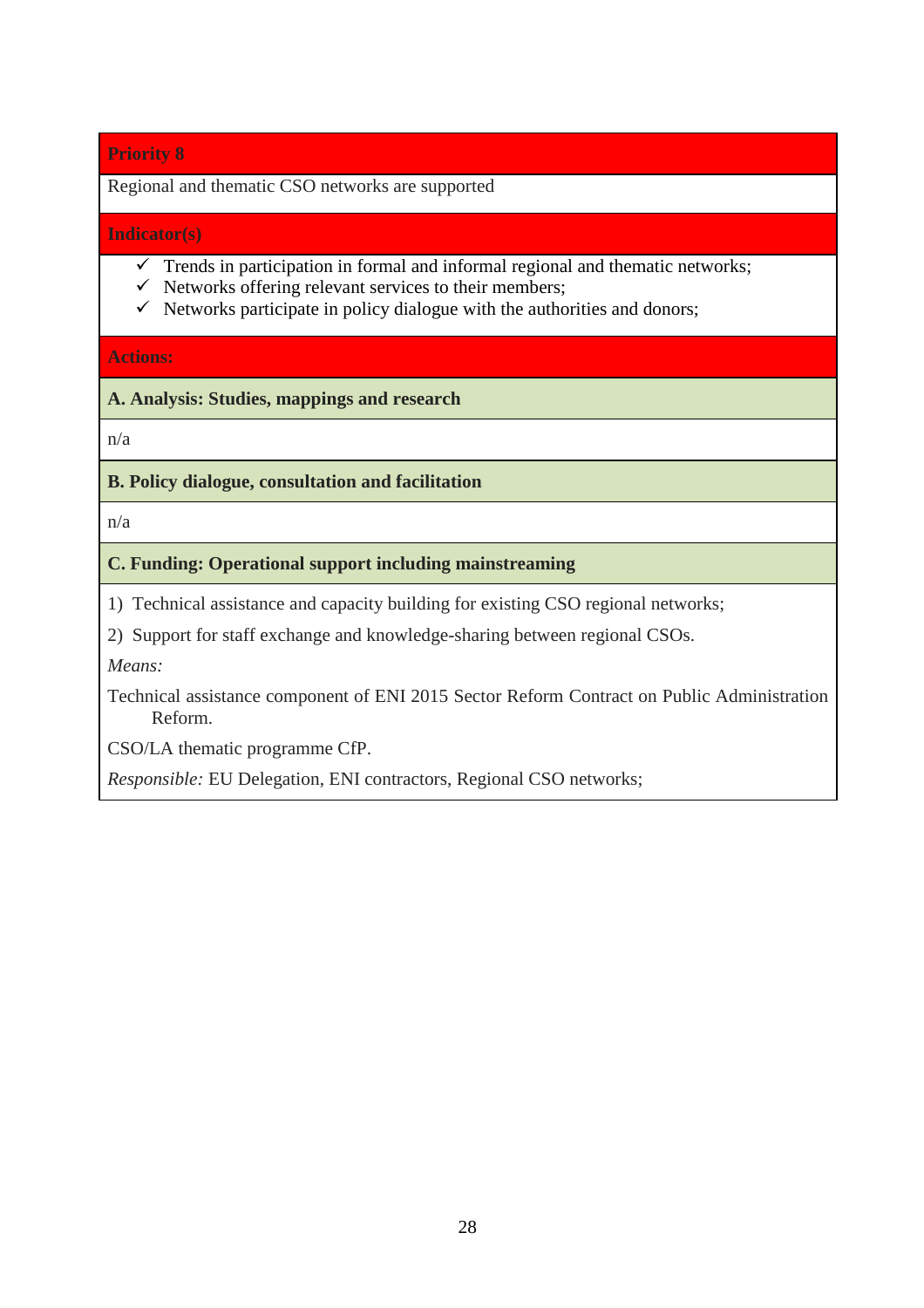| **Priority 8** |
|---|
| Regional and thematic CSO networks are supported |
| **Indicator(s)** |
| ✓ Trends in participation in formal and informal regional and thematic networks;<br>✓ Networks offering relevant services to their members;<br>✓ Networks participate in policy dialogue with the authorities and donors; |
| **Actions:** |
| **A. Analysis: Studies, mappings and research** |
| n/a |
| **B. Policy dialogue, consultation and facilitation** |
| n/a |
| **C. Funding: Operational support including mainstreaming** |
| 1) Technical assistance and capacity building for existing CSO regional networks;<br>2) Support for staff exchange and knowledge-sharing between regional CSOs.<br>*Means:*<br>Technical assistance component of ENI 2015 Sector Reform Contract on Public Administration Reform.<br>CSO/LA thematic programme CfP.<br>*Responsible:* EU Delegation, ENI contractors, Regional CSO networks; |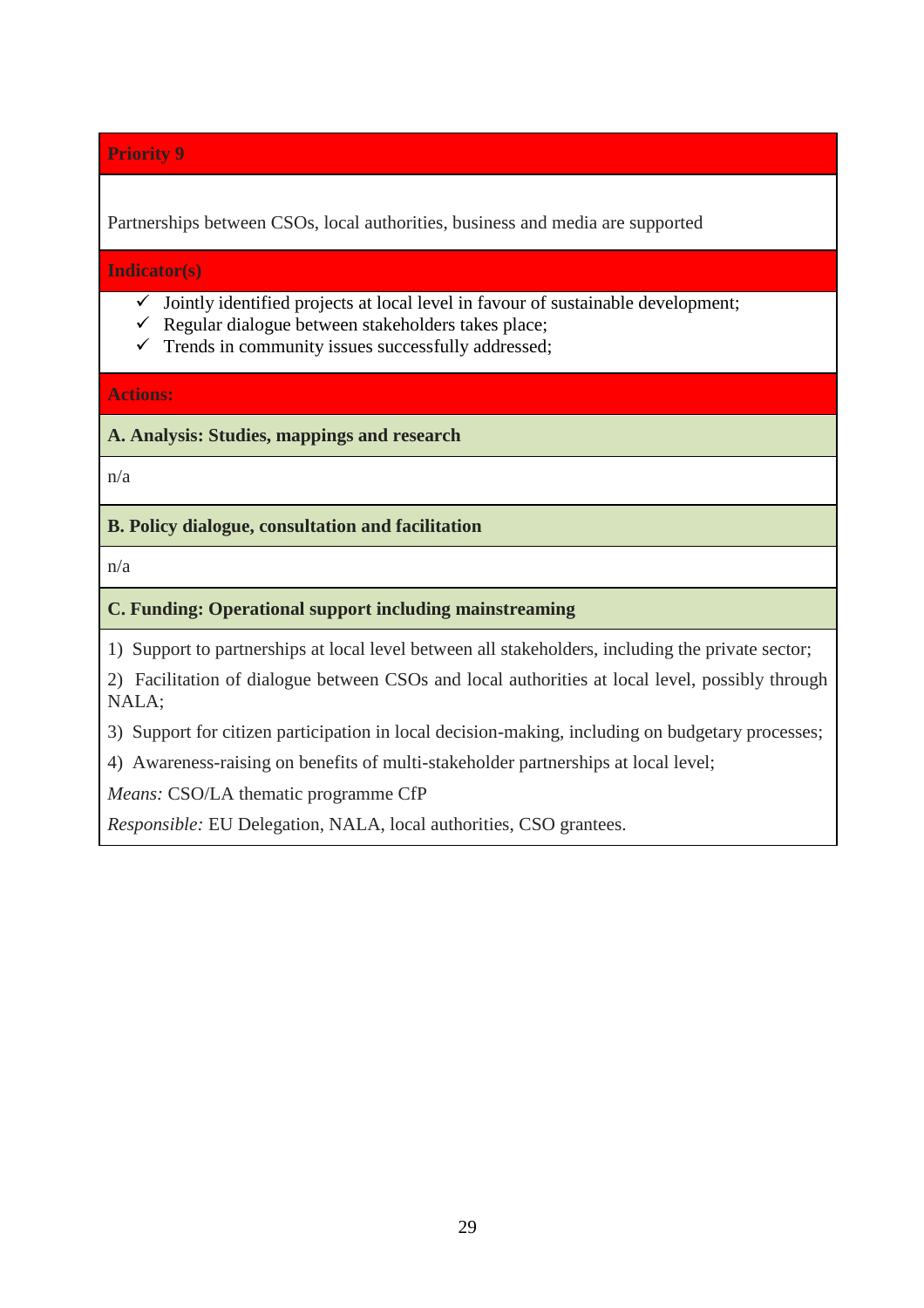**Priority 9**

Partnerships between CSOs, local authorities, business and media are supported

**Indicator(s)**

- ✓ Jointly identified projects at local level in favour of sustainable development;
- ✓ Regular dialogue between stakeholders takes place;
- ✓ Trends in community issues successfully addressed;

**Actions:**

**A. Analysis: Studies, mappings and research**

n/a

**B. Policy dialogue, consultation and facilitation**

n/a

**C. Funding: Operational support including mainstreaming**

1) Support to partnerships at local level between all stakeholders, including the private sector;

2) Facilitation of dialogue between CSOs and local authorities at local level, possibly through NALA;

3) Support for citizen participation in local decision-making, including on budgetary processes;

4) Awareness-raising on benefits of multi-stakeholder partnerships at local level;

*Means:* CSO/LA thematic programme CfP

*Responsible:* EU Delegation, NALA, local authorities, CSO grantees.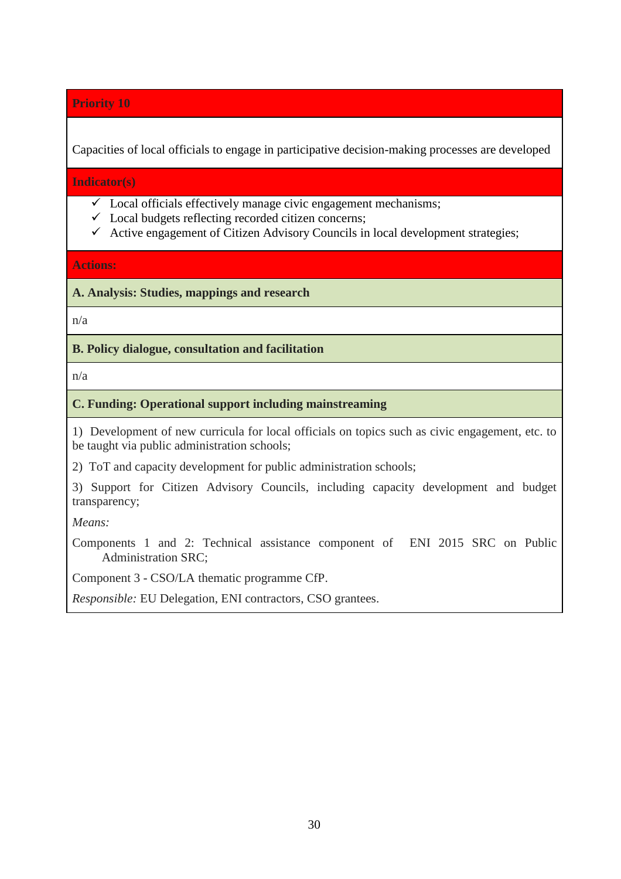**Priority 10**

Capacities of local officials to engage in participative decision-making processes are developed

**Indicator(s)**

- ✓ Local officials effectively manage civic engagement mechanisms;
- ✓ Local budgets reflecting recorded citizen concerns;
- ✓ Active engagement of Citizen Advisory Councils in local development strategies;

**Actions:**

**A. Analysis: Studies, mappings and research**

n/a

**B. Policy dialogue, consultation and facilitation**

n/a

**C. Funding: Operational support including mainstreaming**

1) Development of new curricula for local officials on topics such as civic engagement, etc. to be taught via public administration schools;

2) ToT and capacity development for public administration schools;

3) Support for Citizen Advisory Councils, including capacity development and budget transparency;

*Means:*

Components 1 and 2: Technical assistance component of ENI 2015 SRC on Public Administration SRC;

Component 3 - CSO/LA thematic programme CfP.

*Responsible:* EU Delegation, ENI contractors, CSO grantees.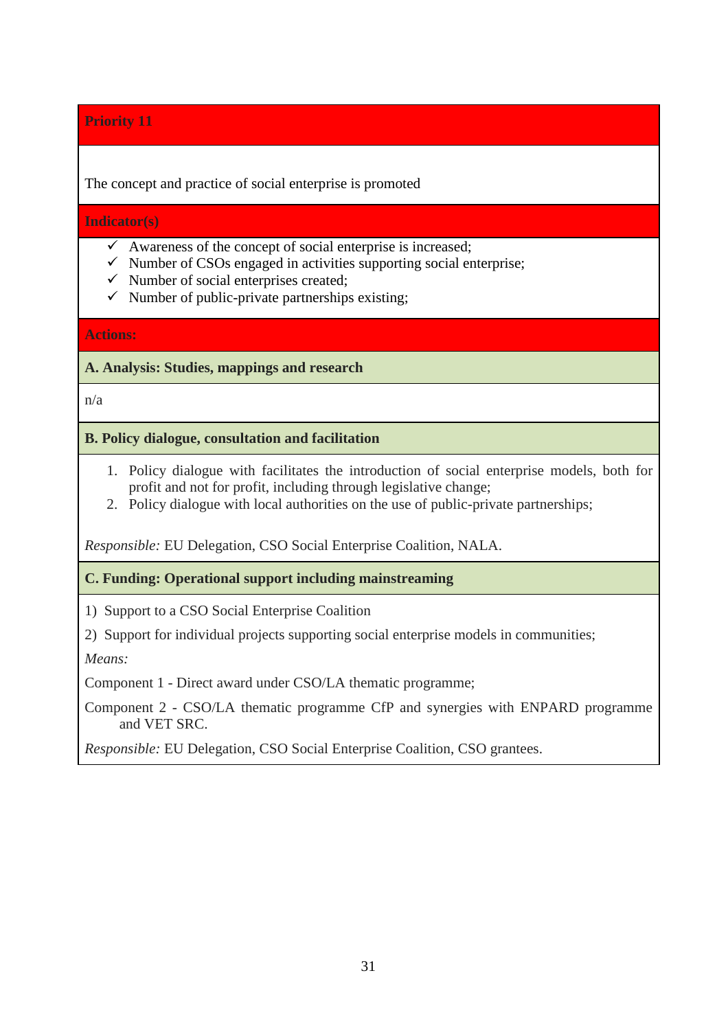**Priority 11**

The concept and practice of social enterprise is promoted

**Indicator(s)**

- ✓ Awareness of the concept of social enterprise is increased;
- ✓ Number of CSOs engaged in activities supporting social enterprise;
- ✓ Number of social enterprises created;
- ✓ Number of public-private partnerships existing;

**Actions:**

**A. Analysis: Studies, mappings and research**

n/a

**B. Policy dialogue, consultation and facilitation**

1. Policy dialogue with facilitates the introduction of social enterprise models, both for profit and not for profit, including through legislative change;
2. Policy dialogue with local authorities on the use of public-private partnerships;

*Responsible:* EU Delegation, CSO Social Enterprise Coalition, NALA.

**C. Funding: Operational support including mainstreaming**

1) Support to a CSO Social Enterprise Coalition

2) Support for individual projects supporting social enterprise models in communities;

*Means:*

Component 1 - Direct award under CSO/LA thematic programme;

Component 2 - CSO/LA thematic programme CfP and synergies with ENPARD programme and VET SRC.

*Responsible:* EU Delegation, CSO Social Enterprise Coalition, CSO grantees.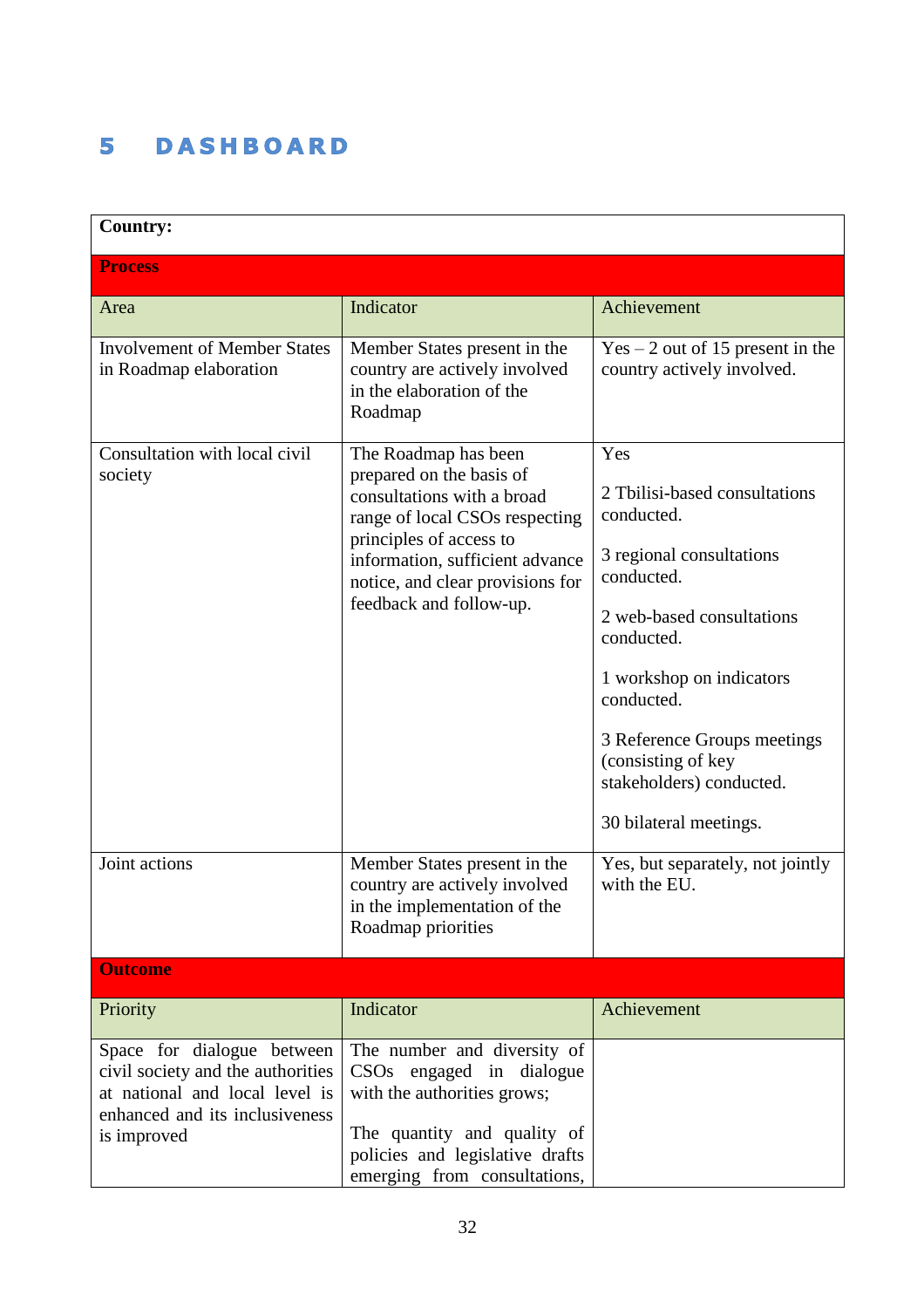# 5 DASHBOARD

| **Country:** | | |
|---|---|---|
| **Process** | | |
| Area | Indicator | Achievement |
| Involvement of Member States in Roadmap elaboration | Member States present in the country are actively involved in the elaboration of the Roadmap | Yes – 2 out of 15 present in the country actively involved. |
| Consultation with local civil society | The Roadmap has been prepared on the basis of consultations with a broad range of local CSOs respecting principles of access to information, sufficient advance notice, and clear provisions for feedback and follow-up. | Yes<br><br>2 Tbilisi-based consultations conducted.<br><br>3 regional consultations conducted.<br><br>2 web-based consultations conducted.<br><br>1 workshop on indicators conducted.<br><br>3 Reference Groups meetings (consisting of key stakeholders) conducted.<br><br>30 bilateral meetings. |
| Joint actions | Member States present in the country are actively involved in the implementation of the Roadmap priorities | Yes, but separately, not jointly with the EU. |
| **Outcome** | | |
| Priority | Indicator | Achievement |
| Space for dialogue between civil society and the authorities at national and local level is enhanced and its inclusiveness is improved | The number and diversity of CSOs engaged in dialogue with the authorities grows;<br><br>The quantity and quality of policies and legislative drafts emerging from consultations, | |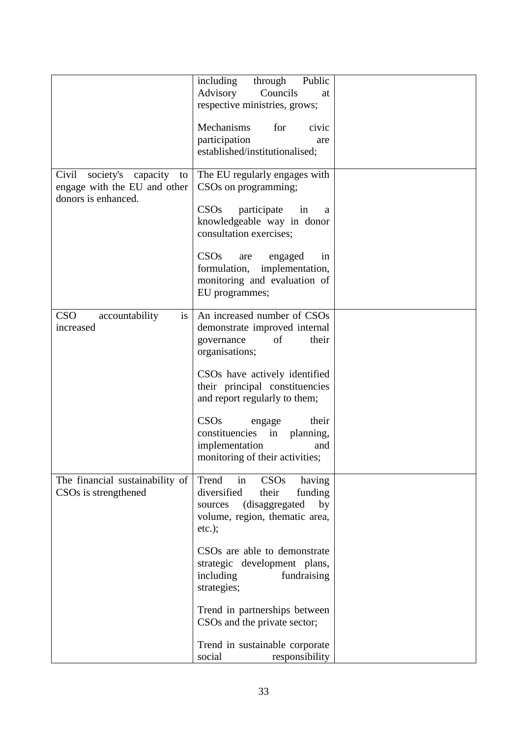| | | |
|---|---|---|
| | including through Public Advisory Councils at respective ministries, grows;<br><br>Mechanisms for civic participation are established/institutionalised; | |
| Civil society's capacity to engage with the EU and other donors is enhanced. | The EU regularly engages with CSOs on programming;<br><br>CSOs participate in a knowledgeable way in donor consultation exercises;<br><br>CSOs are engaged in formulation, implementation, monitoring and evaluation of EU programmes; | |
| CSO accountability is increased | An increased number of CSOs demonstrate improved internal governance of their organisations;<br><br>CSOs have actively identified their principal constituencies and report regularly to them;<br><br>CSOs engage their constituencies in planning, implementation and monitoring of their activities; | |
| The financial sustainability of CSOs is strengthened | Trend in CSOs having diversified their funding sources (disaggregated by volume, region, thematic area, etc.);<br><br>CSOs are able to demonstrate strategic development plans, including fundraising strategies;<br><br>Trend in partnerships between CSOs and the private sector;<br><br>Trend in sustainable corporate social responsibility | |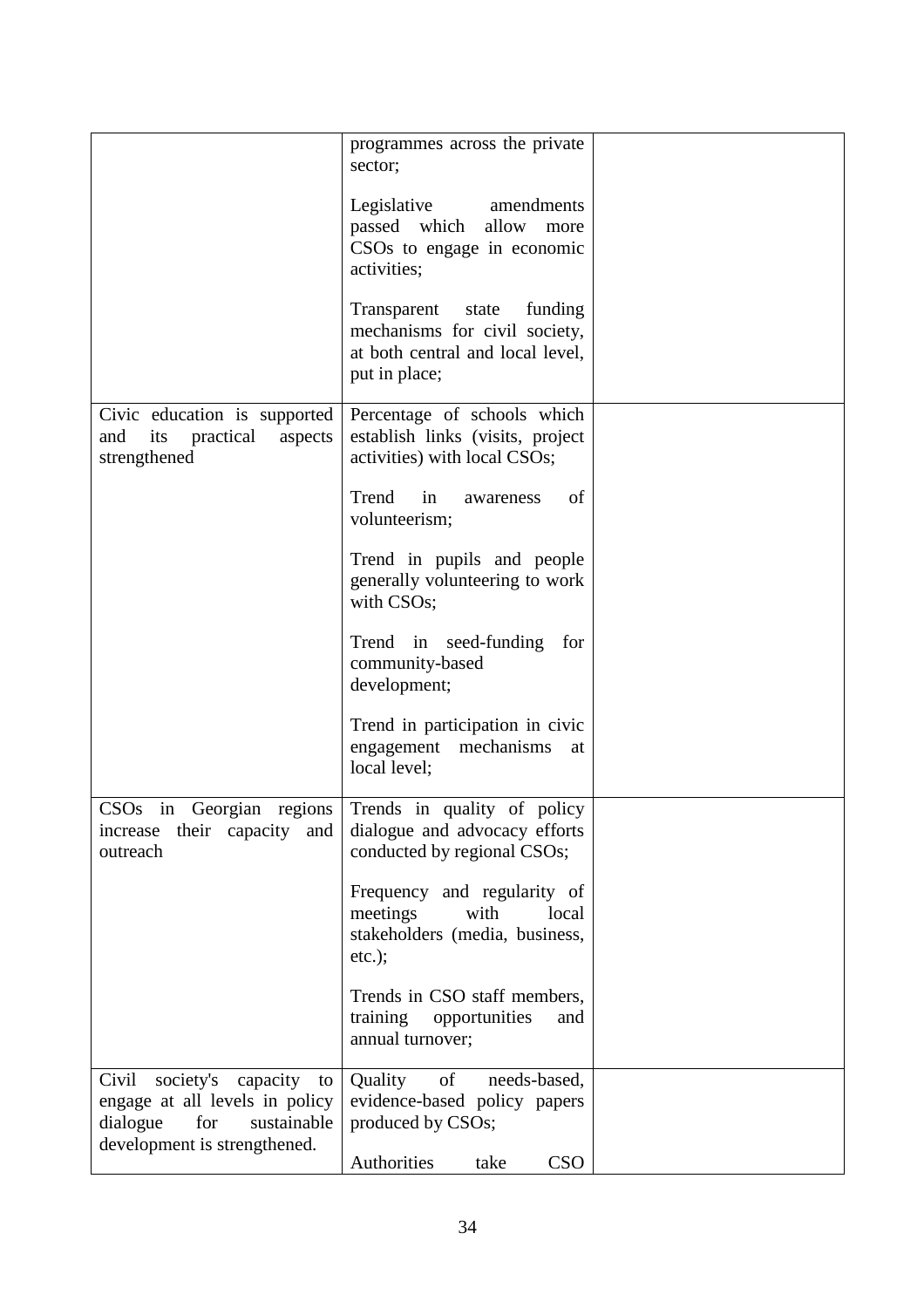| | | |
|---|---|---|
| | programmes across the private sector;<br><br>Legislative amendments passed which allow more CSOs to engage in economic activities;<br><br>Transparent state funding mechanisms for civil society, at both central and local level, put in place; | |
| Civic education is supported and its practical aspects strengthened | Percentage of schools which establish links (visits, project activities) with local CSOs;<br><br>Trend in awareness of volunteerism;<br><br>Trend in pupils and people generally volunteering to work with CSOs;<br><br>Trend in seed-funding for community-based development;<br><br>Trend in participation in civic engagement mechanisms at local level; | |
| CSOs in Georgian regions increase their capacity and outreach | Trends in quality of policy dialogue and advocacy efforts conducted by regional CSOs;<br><br>Frequency and regularity of meetings with local stakeholders (media, business, etc.);<br><br>Trends in CSO staff members, training opportunities and annual turnover; | |
| Civil society's capacity to engage at all levels in policy dialogue for sustainable development is strengthened. | Quality of needs-based, evidence-based policy papers produced by CSOs;<br><br>Authorities take CSO | |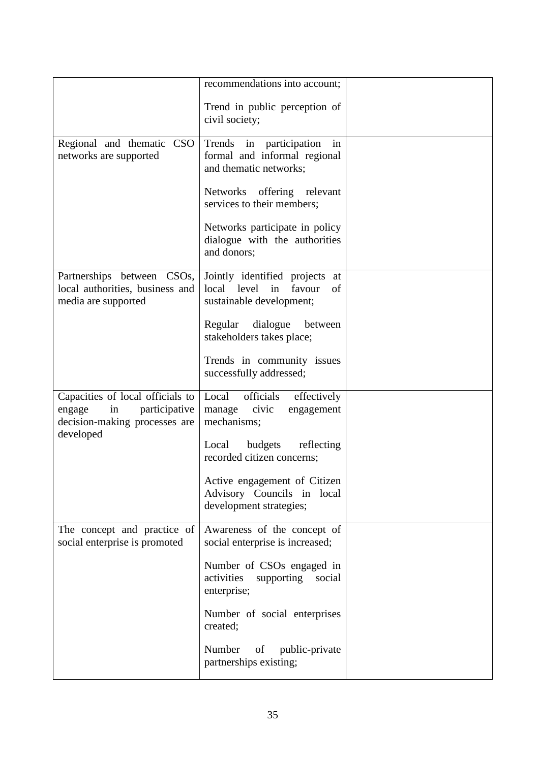| | | |
|---|---|---|
| | recommendations into account;<br><br>Trend in public perception of civil society; | |
| Regional and thematic CSO networks are supported | Trends in participation in formal and informal regional and thematic networks;<br><br>Networks offering relevant services to their members;<br><br>Networks participate in policy dialogue with the authorities and donors; | |
| Partnerships between CSOs, local authorities, business and media are supported | Jointly identified projects at local level in favour of sustainable development;<br><br>Regular dialogue between stakeholders takes place;<br><br>Trends in community issues successfully addressed; | |
| Capacities of local officials to engage in participative decision-making processes are developed | Local officials effectively manage civic engagement mechanisms;<br><br>Local budgets reflecting recorded citizen concerns;<br><br>Active engagement of Citizen Advisory Councils in local development strategies; | |
| The concept and practice of social enterprise is promoted | Awareness of the concept of social enterprise is increased;<br><br>Number of CSOs engaged in activities supporting social enterprise;<br><br>Number of social enterprises created;<br><br>Number of public-private partnerships existing; | |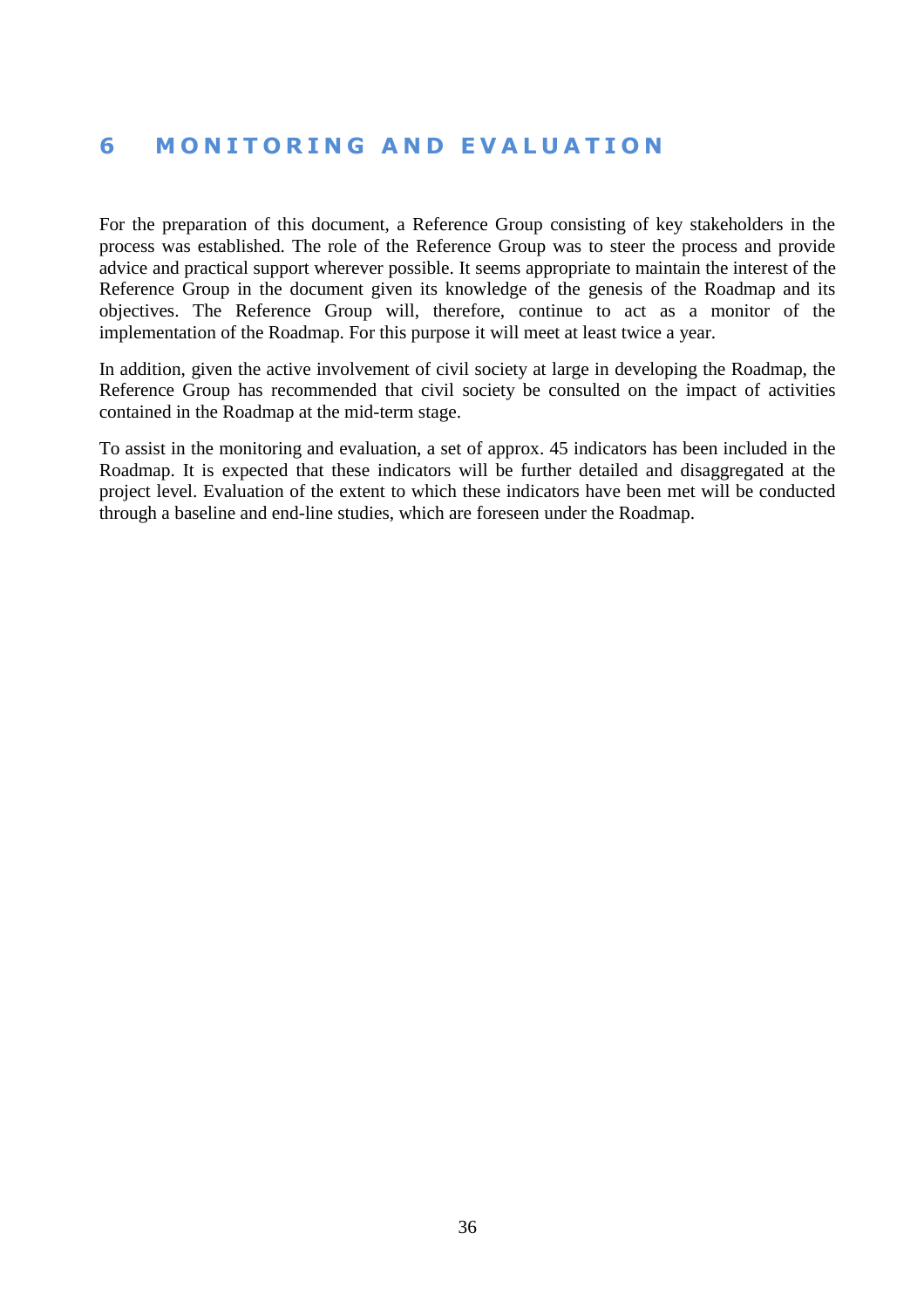# 6 MONITORING AND EVALUATION

For the preparation of this document, a Reference Group consisting of key stakeholders in the process was established. The role of the Reference Group was to steer the process and provide advice and practical support wherever possible. It seems appropriate to maintain the interest of the Reference Group in the document given its knowledge of the genesis of the Roadmap and its objectives. The Reference Group will, therefore, continue to act as a monitor of the implementation of the Roadmap. For this purpose it will meet at least twice a year.

In addition, given the active involvement of civil society at large in developing the Roadmap, the Reference Group has recommended that civil society be consulted on the impact of activities contained in the Roadmap at the mid-term stage.

To assist in the monitoring and evaluation, a set of approx. 45 indicators has been included in the Roadmap. It is expected that these indicators will be further detailed and disaggregated at the project level. Evaluation of the extent to which these indicators have been met will be conducted through a baseline and end-line studies, which are foreseen under the Roadmap.